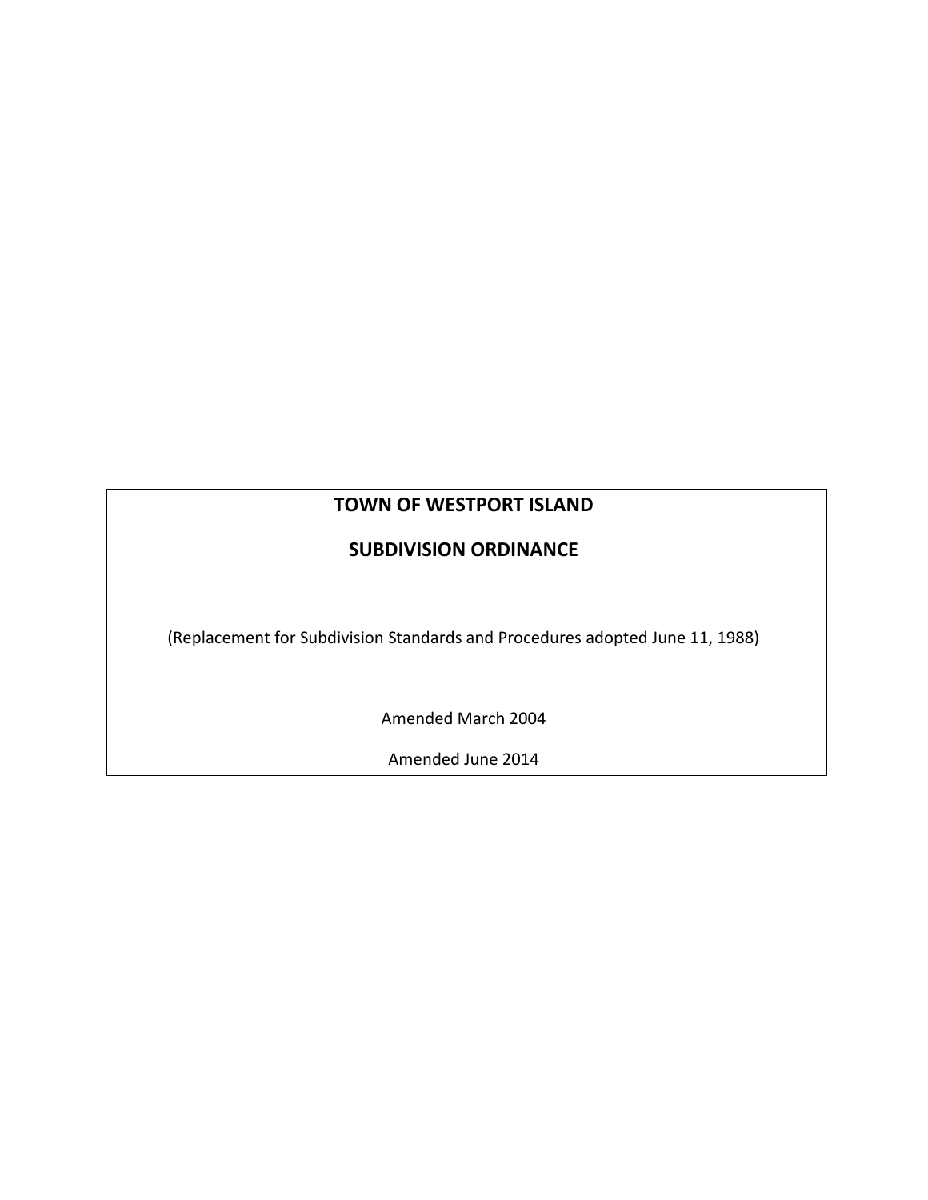# TOWN OF WESTPORT ISLAND

# SUBDIVISION ORDINANCE

(Replacement for Subdivision Standards and Procedures adopted June 11, 1988)

Amended March 2004

Amended June 2014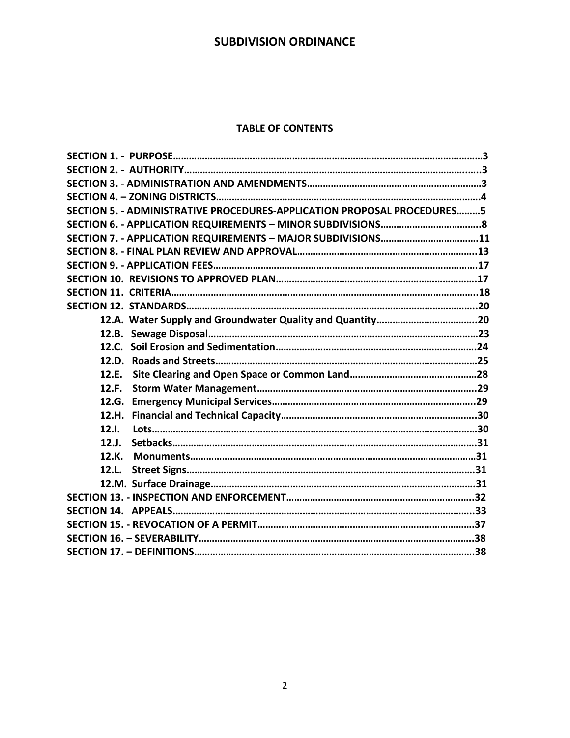# SUBDIVISION ORDINANCE

## TABLE OF CONTENTS

**SECTION 1. - PURPOSE……………………………………………………………………………………………………3**
**SECTION 2. - AUTHORITY…………………………………………………………………………………………………3**
**SECTION 3. - ADMINISTRATION AND AMENDMENTS……………………………………………………………3**
**SECTION 4. – ZONING DISTRICTS………………………………………………………………………………………4**
**SECTION 5. - ADMINISTRATIVE PROCEDURES-APPLICATION PROPOSAL PROCEDURES………5**
**SECTION 6. - APPLICATION REQUIREMENTS – MINOR SUBDIVISIONS…………………………………8**
**SECTION 7. - APPLICATION REQUIREMENTS – MAJOR SUBDIVISIONS…………………………………11**
**SECTION 8. - FINAL PLAN REVIEW AND APPROVAL………………………………………………………………13**
**SECTION 9. - APPLICATION FEES…………………………………………………………………………………………17**
**SECTION 10. REVISIONS TO APPROVED PLAN…………………………………………………………………………17**
**SECTION 11. CRITERIA……………………………………………………………………………………………………………18**
**SECTION 12. STANDARDS………………………………………………………………………………………………………20**

- **12.A. Water Supply and Groundwater Quality and Quantity…………………………………20**
- **12.B. Sewage Disposal………………………………………………………………………………………23**
- **12.C. Soil Erosion and Sedimentation……………………………………………………………………24**
- **12.D. Roads and Streets……………………………………………………………………………………25**
- **12.E. Site Clearing and Open Space or Common Land…………………………………………28**
- **12.F. Storm Water Management……………………………………………………………………………29**
- **12.G. Emergency Municipal Services………………………………………………………………………29**
- **12.H. Financial and Technical Capacity…………………………………………………………………30**
- **12.I. Lots…………………………………………………………………………………………………………30**
- **12.J. Setbacks……………………………………………………………………………………………………31**
- **12.K. Monuments………………………………………………………………………………………………31**
- **12.L. Street Signs………………………………………………………………………………………………31**
- **12.M. Surface Drainage………………………………………………………………………………………31**

**SECTION 13. - INSPECTION AND ENFORCEMENT…………………………………………………………………32**
**SECTION 14. APPEALS……………………………………………………………………………………………………………33**
**SECTION 15. - REVOCATION OF A PERMIT……………………………………………………………………………37**
**SECTION 16. – SEVERABILITY…………………………………………………………………………………………………38**
**SECTION 17. – DEFINITIONS……………………………………………………………………………………………………38**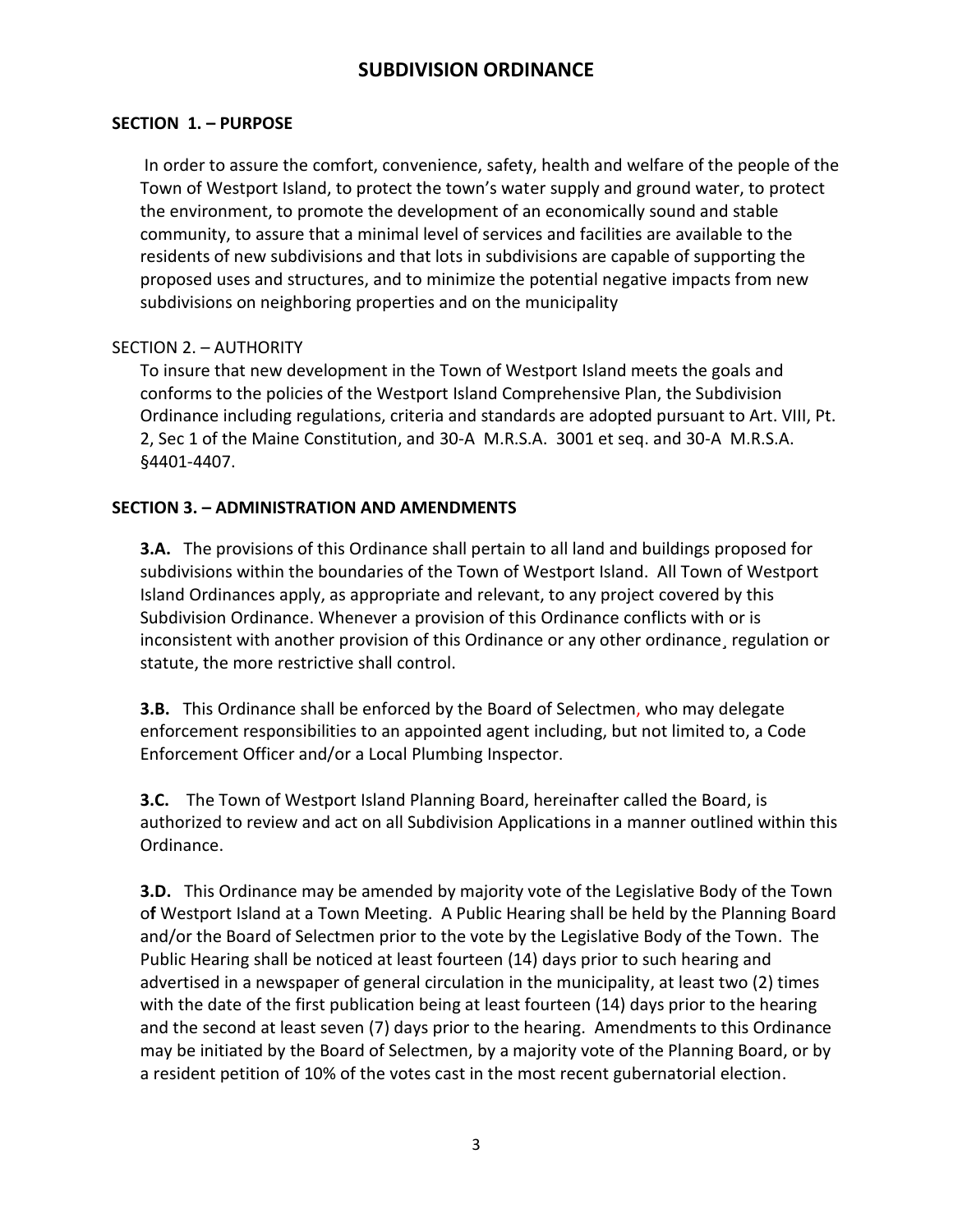# SUBDIVISION ORDINANCE

**SECTION 1. – PURPOSE**

In order to assure the comfort, convenience, safety, health and welfare of the people of the Town of Westport Island, to protect the town's water supply and ground water, to protect the environment, to promote the development of an economically sound and stable community, to assure that a minimal level of services and facilities are available to the residents of new subdivisions and that lots in subdivisions are capable of supporting the proposed uses and structures, and to minimize the potential negative impacts from new subdivisions on neighboring properties and on the municipality

SECTION 2. – AUTHORITY

To insure that new development in the Town of Westport Island meets the goals and conforms to the policies of the Westport Island Comprehensive Plan, the Subdivision Ordinance including regulations, criteria and standards are adopted pursuant to Art. VIII, Pt. 2, Sec 1 of the Maine Constitution, and 30-A M.R.S.A. 3001 et seq. and 30-A M.R.S.A. §4401-4407.

**SECTION 3. – ADMINISTRATION AND AMENDMENTS**

**3.A.** The provisions of this Ordinance shall pertain to all land and buildings proposed for subdivisions within the boundaries of the Town of Westport Island. All Town of Westport Island Ordinances apply, as appropriate and relevant, to any project covered by this Subdivision Ordinance. Whenever a provision of this Ordinance conflicts with or is inconsistent with another provision of this Ordinance or any other ordinance¸ regulation or statute, the more restrictive shall control.

**3.B.** This Ordinance shall be enforced by the Board of Selectmen, who may delegate enforcement responsibilities to an appointed agent including, but not limited to, a Code Enforcement Officer and/or a Local Plumbing Inspector.

**3.C.** The Town of Westport Island Planning Board, hereinafter called the Board, is authorized to review and act on all Subdivision Applications in a manner outlined within this Ordinance.

**3.D.** This Ordinance may be amended by majority vote of the Legislative Body of the Town of Westport Island at a Town Meeting. A Public Hearing shall be held by the Planning Board and/or the Board of Selectmen prior to the vote by the Legislative Body of the Town. The Public Hearing shall be noticed at least fourteen (14) days prior to such hearing and advertised in a newspaper of general circulation in the municipality, at least two (2) times with the date of the first publication being at least fourteen (14) days prior to the hearing and the second at least seven (7) days prior to the hearing. Amendments to this Ordinance may be initiated by the Board of Selectmen, by a majority vote of the Planning Board, or by a resident petition of 10% of the votes cast in the most recent gubernatorial election.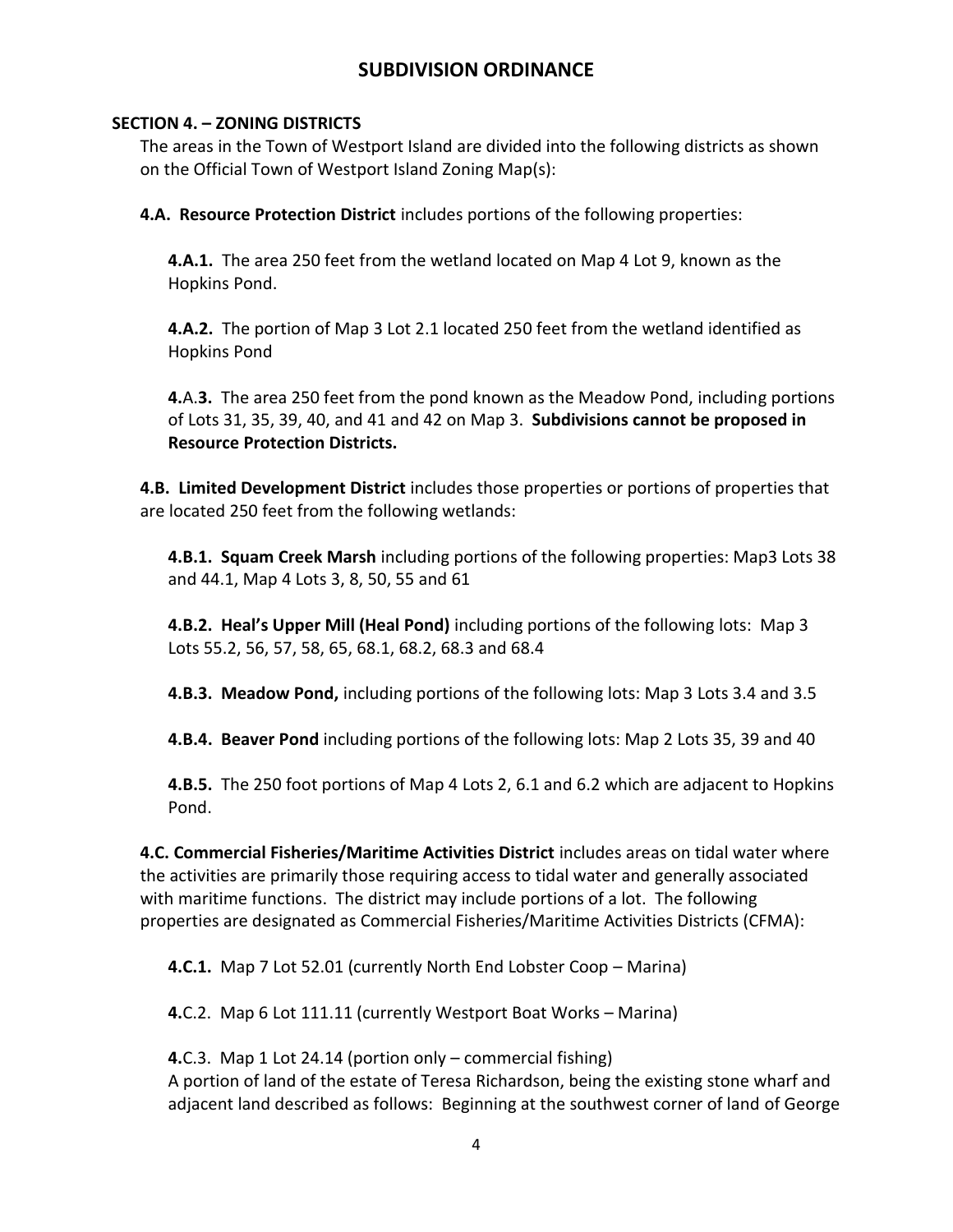# SUBDIVISION ORDINANCE

## SECTION 4. – ZONING DISTRICTS

The areas in the Town of Westport Island are divided into the following districts as shown on the Official Town of Westport Island Zoning Map(s):

**4.A. Resource Protection District** includes portions of the following properties:

**4.A.1.** The area 250 feet from the wetland located on Map 4 Lot 9, known as the Hopkins Pond.

**4.A.2.** The portion of Map 3 Lot 2.1 located 250 feet from the wetland identified as Hopkins Pond

**4.**A.**3.** The area 250 feet from the pond known as the Meadow Pond, including portions of Lots 31, 35, 39, 40, and 41 and 42 on Map 3. **Subdivisions cannot be proposed in Resource Protection Districts.**

**4.B. Limited Development District** includes those properties or portions of properties that are located 250 feet from the following wetlands:

**4.B.1. Squam Creek Marsh** including portions of the following properties: Map3 Lots 38 and 44.1, Map 4 Lots 3, 8, 50, 55 and 61

**4.B.2. Heal's Upper Mill (Heal Pond)** including portions of the following lots: Map 3 Lots 55.2, 56, 57, 58, 65, 68.1, 68.2, 68.3 and 68.4

**4.B.3. Meadow Pond,** including portions of the following lots: Map 3 Lots 3.4 and 3.5

**4.B.4. Beaver Pond** including portions of the following lots: Map 2 Lots 35, 39 and 40

**4.B.5.** The 250 foot portions of Map 4 Lots 2, 6.1 and 6.2 which are adjacent to Hopkins Pond.

**4.C. Commercial Fisheries/Maritime Activities District** includes areas on tidal water where the activities are primarily those requiring access to tidal water and generally associated with maritime functions. The district may include portions of a lot. The following properties are designated as Commercial Fisheries/Maritime Activities Districts (CFMA):

**4.C.1.** Map 7 Lot 52.01 (currently North End Lobster Coop – Marina)

**4.**C.2. Map 6 Lot 111.11 (currently Westport Boat Works – Marina)

**4.**C.3. Map 1 Lot 24.14 (portion only – commercial fishing)
A portion of land of the estate of Teresa Richardson, being the existing stone wharf and adjacent land described as follows: Beginning at the southwest corner of land of George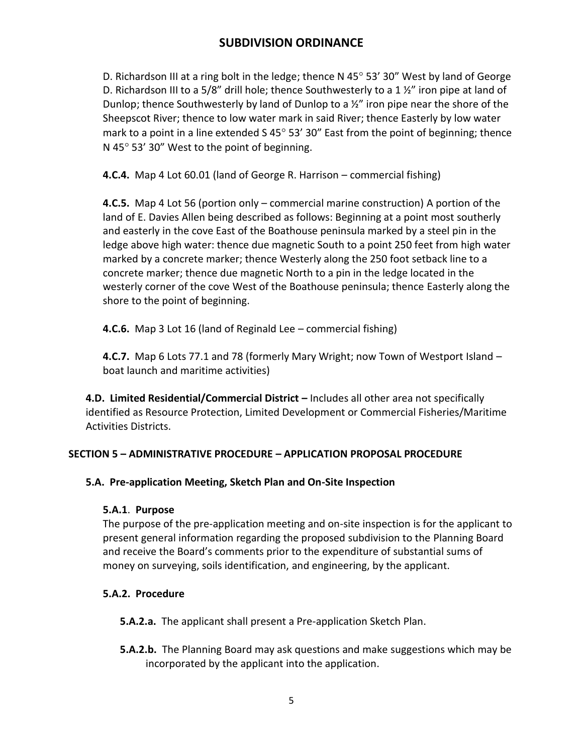D. Richardson III at a ring bolt in the ledge; thence N 45° 53' 30" West by land of George D. Richardson III to a 5/8" drill hole; thence Southwesterly to a 1 ½" iron pipe at land of Dunlop; thence Southwesterly by land of Dunlop to a ½" iron pipe near the shore of the Sheepscot River; thence to low water mark in said River; thence Easterly by low water mark to a point in a line extended S 45° 53' 30" East from the point of beginning; thence N 45° 53' 30" West to the point of beginning.

**4.C.4.** Map 4 Lot 60.01 (land of George R. Harrison – commercial fishing)

**4.C.5.** Map 4 Lot 56 (portion only – commercial marine construction) A portion of the land of E. Davies Allen being described as follows: Beginning at a point most southerly and easterly in the cove East of the Boathouse peninsula marked by a steel pin in the ledge above high water: thence due magnetic South to a point 250 feet from high water marked by a concrete marker; thence Westerly along the 250 foot setback line to a concrete marker; thence due magnetic North to a pin in the ledge located in the westerly corner of the cove West of the Boathouse peninsula; thence Easterly along the shore to the point of beginning.

**4.C.6.** Map 3 Lot 16 (land of Reginald Lee – commercial fishing)

**4.C.7.** Map 6 Lots 77.1 and 78 (formerly Mary Wright; now Town of Westport Island – boat launch and maritime activities)

**4.D. Limited Residential/Commercial District –** Includes all other area not specifically identified as Resource Protection, Limited Development or Commercial Fisheries/Maritime Activities Districts.

## SECTION 5 – ADMINISTRATIVE PROCEDURE – APPLICATION PROPOSAL PROCEDURE

### 5.A. Pre-application Meeting, Sketch Plan and On-Site Inspection

**5.A.1. Purpose**

The purpose of the pre-application meeting and on-site inspection is for the applicant to present general information regarding the proposed subdivision to the Planning Board and receive the Board's comments prior to the expenditure of substantial sums of money on surveying, soils identification, and engineering, by the applicant.

**5.A.2. Procedure**

**5.A.2.a.** The applicant shall present a Pre-application Sketch Plan.

**5.A.2.b.** The Planning Board may ask questions and make suggestions which may be incorporated by the applicant into the application.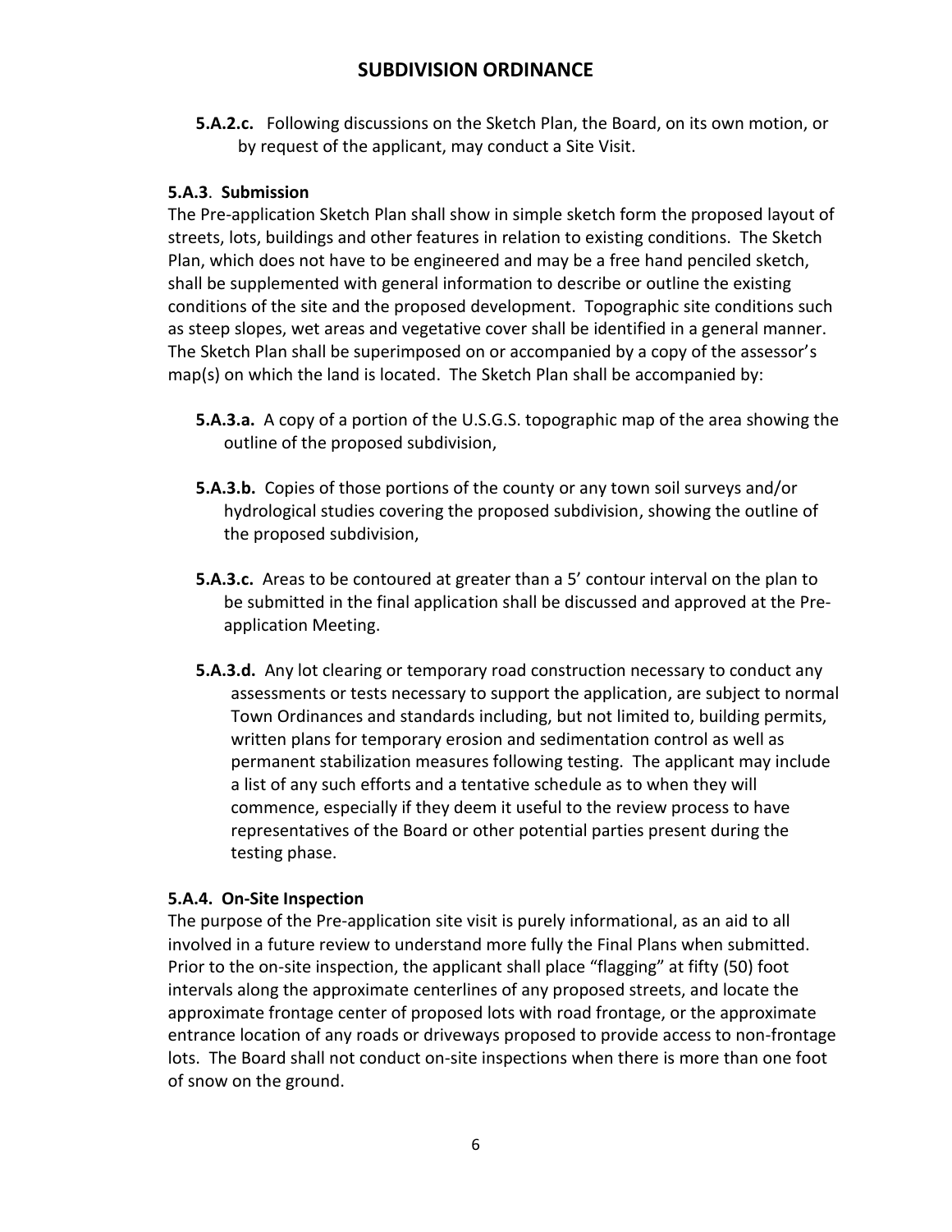**5.A.2.c.** Following discussions on the Sketch Plan, the Board, on its own motion, or by request of the applicant, may conduct a Site Visit.

**5.A.3. Submission**

The Pre-application Sketch Plan shall show in simple sketch form the proposed layout of streets, lots, buildings and other features in relation to existing conditions. The Sketch Plan, which does not have to be engineered and may be a free hand penciled sketch, shall be supplemented with general information to describe or outline the existing conditions of the site and the proposed development. Topographic site conditions such as steep slopes, wet areas and vegetative cover shall be identified in a general manner. The Sketch Plan shall be superimposed on or accompanied by a copy of the assessor's map(s) on which the land is located. The Sketch Plan shall be accompanied by:

**5.A.3.a.** A copy of a portion of the U.S.G.S. topographic map of the area showing the outline of the proposed subdivision,

**5.A.3.b.** Copies of those portions of the county or any town soil surveys and/or hydrological studies covering the proposed subdivision, showing the outline of the proposed subdivision,

**5.A.3.c.** Areas to be contoured at greater than a 5' contour interval on the plan to be submitted in the final application shall be discussed and approved at the Pre-application Meeting.

**5.A.3.d.** Any lot clearing or temporary road construction necessary to conduct any assessments or tests necessary to support the application, are subject to normal Town Ordinances and standards including, but not limited to, building permits, written plans for temporary erosion and sedimentation control as well as permanent stabilization measures following testing. The applicant may include a list of any such efforts and a tentative schedule as to when they will commence, especially if they deem it useful to the review process to have representatives of the Board or other potential parties present during the testing phase.

**5.A.4. On-Site Inspection**

The purpose of the Pre-application site visit is purely informational, as an aid to all involved in a future review to understand more fully the Final Plans when submitted. Prior to the on-site inspection, the applicant shall place "flagging" at fifty (50) foot intervals along the approximate centerlines of any proposed streets, and locate the approximate frontage center of proposed lots with road frontage, or the approximate entrance location of any roads or driveways proposed to provide access to non-frontage lots. The Board shall not conduct on-site inspections when there is more than one foot of snow on the ground.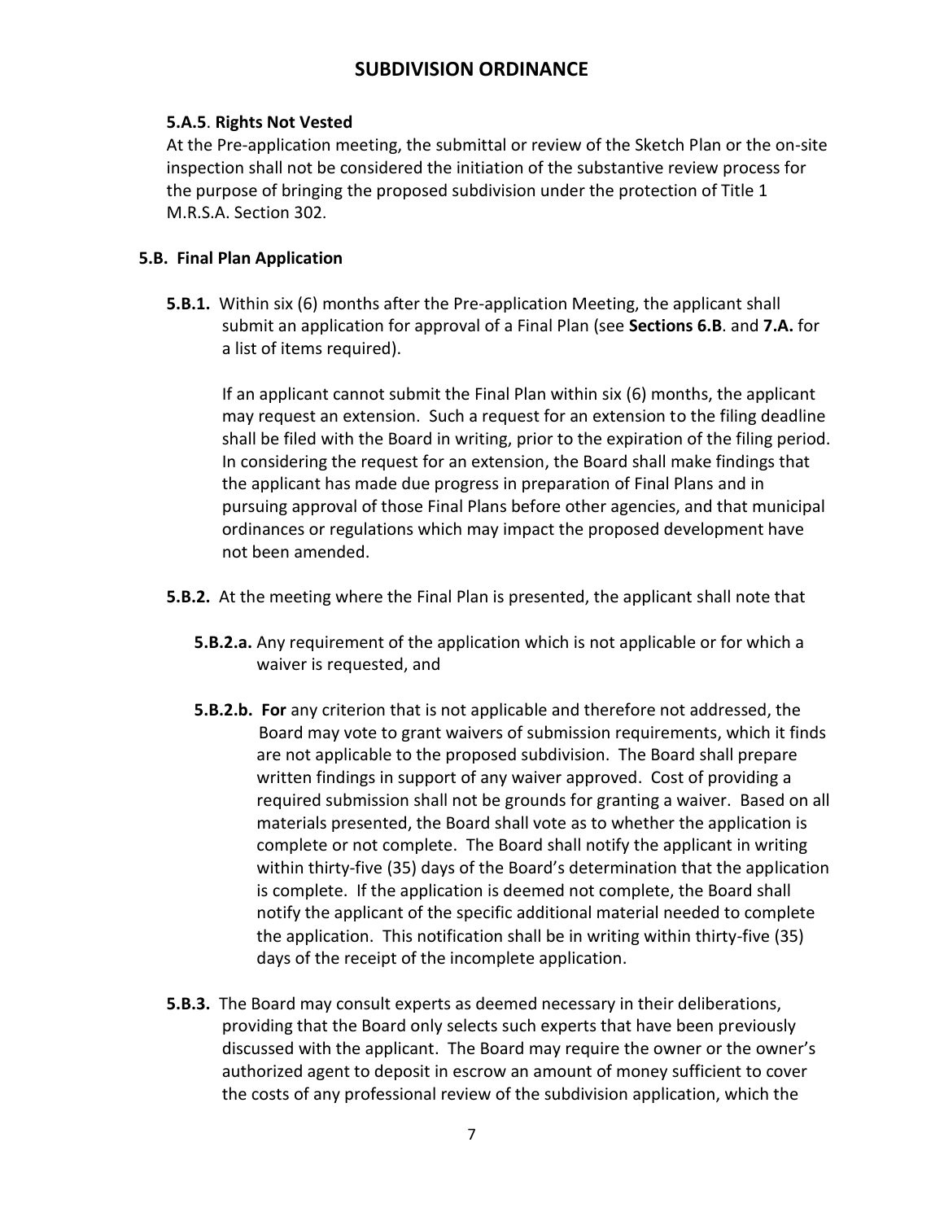**5.A.5**. **Rights Not Vested**

At the Pre-application meeting, the submittal or review of the Sketch Plan or the on-site inspection shall not be considered the initiation of the substantive review process for the purpose of bringing the proposed subdivision under the protection of Title 1 M.R.S.A. Section 302.

**5.B. Final Plan Application**

**5.B.1.** Within six (6) months after the Pre-application Meeting, the applicant shall submit an application for approval of a Final Plan (see **Sections 6.B**. and **7.A.** for a list of items required).

If an applicant cannot submit the Final Plan within six (6) months, the applicant may request an extension. Such a request for an extension to the filing deadline shall be filed with the Board in writing, prior to the expiration of the filing period. In considering the request for an extension, the Board shall make findings that the applicant has made due progress in preparation of Final Plans and in pursuing approval of those Final Plans before other agencies, and that municipal ordinances or regulations which may impact the proposed development have not been amended.

**5.B.2.** At the meeting where the Final Plan is presented, the applicant shall note that

**5.B.2.a.** Any requirement of the application which is not applicable or for which a waiver is requested, and

**5.B.2.b. For** any criterion that is not applicable and therefore not addressed, the Board may vote to grant waivers of submission requirements, which it finds are not applicable to the proposed subdivision. The Board shall prepare written findings in support of any waiver approved. Cost of providing a required submission shall not be grounds for granting a waiver. Based on all materials presented, the Board shall vote as to whether the application is complete or not complete. The Board shall notify the applicant in writing within thirty-five (35) days of the Board's determination that the application is complete. If the application is deemed not complete, the Board shall notify the applicant of the specific additional material needed to complete the application. This notification shall be in writing within thirty-five (35) days of the receipt of the incomplete application.

**5.B.3.** The Board may consult experts as deemed necessary in their deliberations, providing that the Board only selects such experts that have been previously discussed with the applicant. The Board may require the owner or the owner's authorized agent to deposit in escrow an amount of money sufficient to cover the costs of any professional review of the subdivision application, which the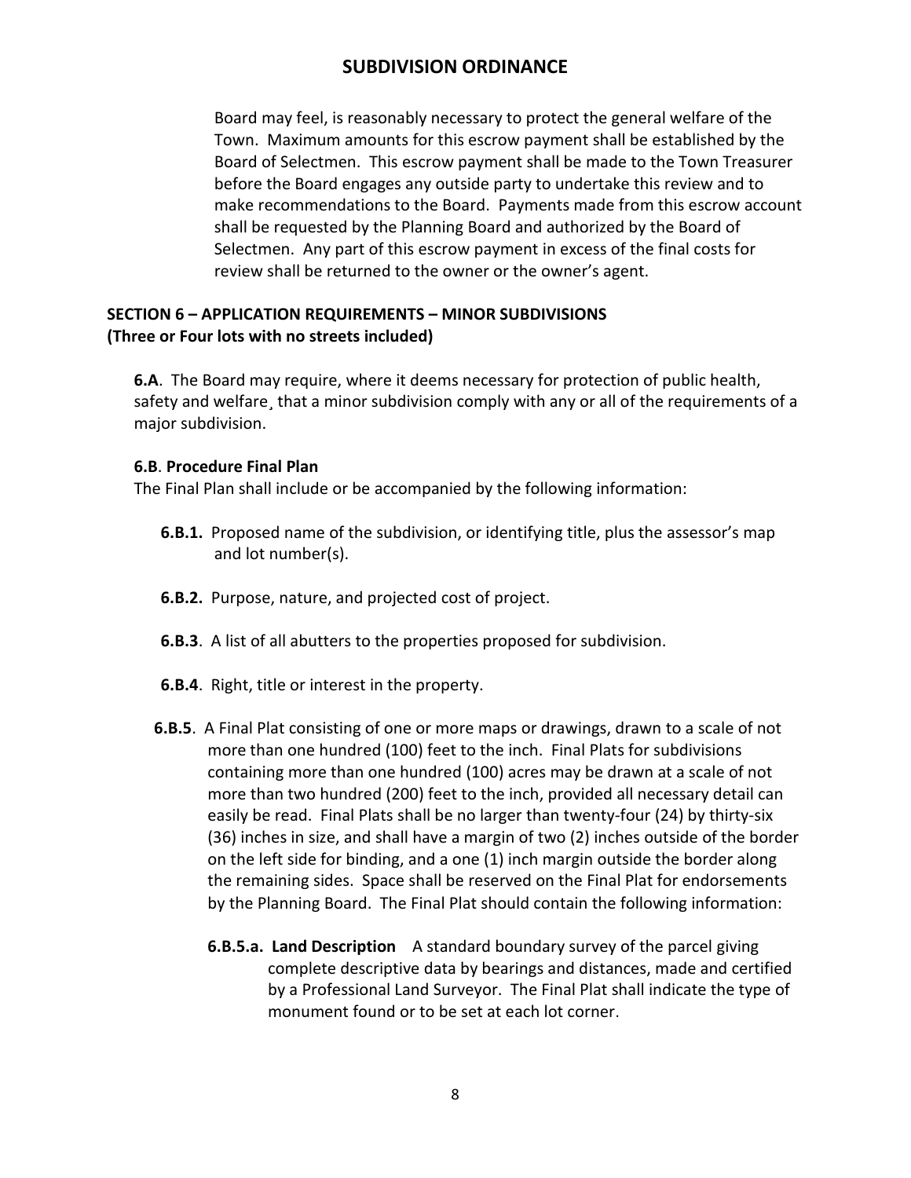Board may feel, is reasonably necessary to protect the general welfare of the Town. Maximum amounts for this escrow payment shall be established by the Board of Selectmen. This escrow payment shall be made to the Town Treasurer before the Board engages any outside party to undertake this review and to make recommendations to the Board. Payments made from this escrow account shall be requested by the Planning Board and authorized by the Board of Selectmen. Any part of this escrow payment in excess of the final costs for review shall be returned to the owner or the owner's agent.

## SECTION 6 – APPLICATION REQUIREMENTS – MINOR SUBDIVISIONS
**(Three or Four lots with no streets included)**

**6.A**. The Board may require, where it deems necessary for protection of public health, safety and welfare¸ that a minor subdivision comply with any or all of the requirements of a major subdivision.

**6.B**. **Procedure Final Plan**

The Final Plan shall include or be accompanied by the following information:

**6.B.1.** Proposed name of the subdivision, or identifying title, plus the assessor's map and lot number(s).

**6.B.2.** Purpose, nature, and projected cost of project.

**6.B.3**. A list of all abutters to the properties proposed for subdivision.

**6.B.4**. Right, title or interest in the property.

**6.B.5**. A Final Plat consisting of one or more maps or drawings, drawn to a scale of not more than one hundred (100) feet to the inch. Final Plats for subdivisions containing more than one hundred (100) acres may be drawn at a scale of not more than two hundred (200) feet to the inch, provided all necessary detail can easily be read. Final Plats shall be no larger than twenty-four (24) by thirty-six (36) inches in size, and shall have a margin of two (2) inches outside of the border on the left side for binding, and a one (1) inch margin outside the border along the remaining sides. Space shall be reserved on the Final Plat for endorsements by the Planning Board. The Final Plat should contain the following information:

**6.B.5.a. Land Description** A standard boundary survey of the parcel giving complete descriptive data by bearings and distances, made and certified by a Professional Land Surveyor. The Final Plat shall indicate the type of monument found or to be set at each lot corner.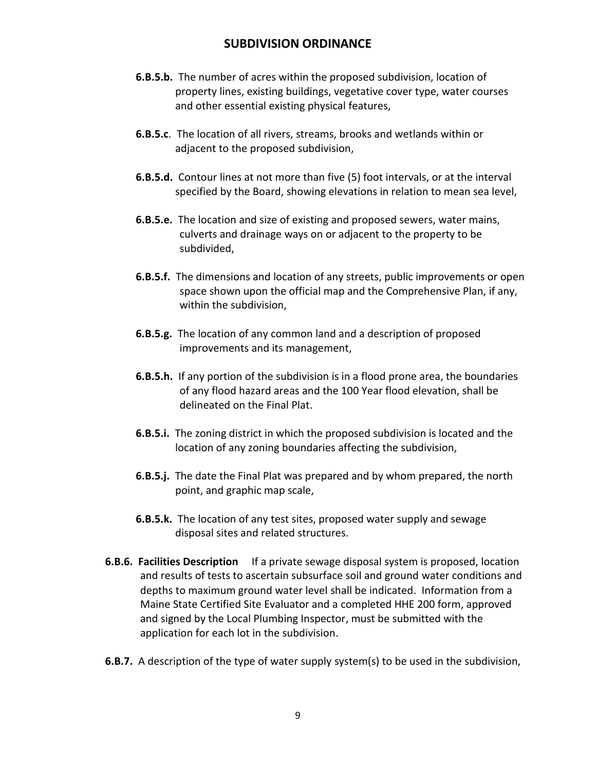**6.B.5.b.** The number of acres within the proposed subdivision, location of property lines, existing buildings, vegetative cover type, water courses and other essential existing physical features,

**6.B.5.c**. The location of all rivers, streams, brooks and wetlands within or adjacent to the proposed subdivision,

**6.B.5.d.** Contour lines at not more than five (5) foot intervals, or at the interval specified by the Board, showing elevations in relation to mean sea level,

**6.B.5.e.** The location and size of existing and proposed sewers, water mains, culverts and drainage ways on or adjacent to the property to be subdivided,

**6.B.5.f.** The dimensions and location of any streets, public improvements or open space shown upon the official map and the Comprehensive Plan, if any, within the subdivision,

**6.B.5.g.** The location of any common land and a description of proposed improvements and its management,

**6.B.5.h.** If any portion of the subdivision is in a flood prone area, the boundaries of any flood hazard areas and the 100 Year flood elevation, shall be delineated on the Final Plat.

**6.B.5.i.** The zoning district in which the proposed subdivision is located and the location of any zoning boundaries affecting the subdivision,

**6.B.5.j.** The date the Final Plat was prepared and by whom prepared, the north point, and graphic map scale,

**6.B.5.k.** The location of any test sites, proposed water supply and sewage disposal sites and related structures.

**6.B.6. Facilities Description** If a private sewage disposal system is proposed, location and results of tests to ascertain subsurface soil and ground water conditions and depths to maximum ground water level shall be indicated. Information from a Maine State Certified Site Evaluator and a completed HHE 200 form, approved and signed by the Local Plumbing Inspector, must be submitted with the application for each lot in the subdivision.

**6.B.7.** A description of the type of water supply system(s) to be used in the subdivision,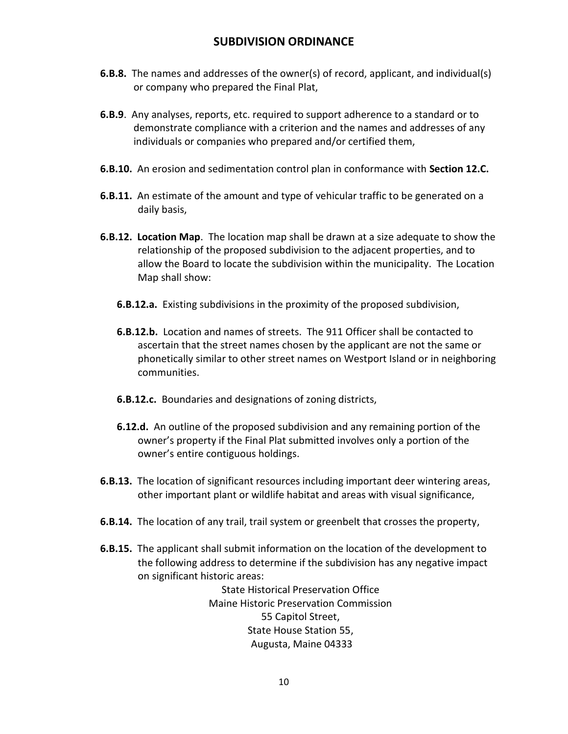**6.B.8.** The names and addresses of the owner(s) of record, applicant, and individual(s) or company who prepared the Final Plat,

**6.B.9**. Any analyses, reports, etc. required to support adherence to a standard or to demonstrate compliance with a criterion and the names and addresses of any individuals or companies who prepared and/or certified them,

**6.B.10.** An erosion and sedimentation control plan in conformance with **Section 12.C.**

**6.B.11.** An estimate of the amount and type of vehicular traffic to be generated on a daily basis,

**6.B.12. Location Map**. The location map shall be drawn at a size adequate to show the relationship of the proposed subdivision to the adjacent properties, and to allow the Board to locate the subdivision within the municipality. The Location Map shall show:

**6.B.12.a.** Existing subdivisions in the proximity of the proposed subdivision,

**6.B.12.b.** Location and names of streets. The 911 Officer shall be contacted to ascertain that the street names chosen by the applicant are not the same or phonetically similar to other street names on Westport Island or in neighboring communities.

**6.B.12.c.** Boundaries and designations of zoning districts,

**6.12.d.** An outline of the proposed subdivision and any remaining portion of the owner's property if the Final Plat submitted involves only a portion of the owner's entire contiguous holdings.

**6.B.13.** The location of significant resources including important deer wintering areas, other important plant or wildlife habitat and areas with visual significance,

**6.B.14.** The location of any trail, trail system or greenbelt that crosses the property,

**6.B.15.** The applicant shall submit information on the location of the development to the following address to determine if the subdivision has any negative impact on significant historic areas:

State Historical Preservation Office
Maine Historic Preservation Commission
55 Capitol Street,
State House Station 55,
Augusta, Maine 04333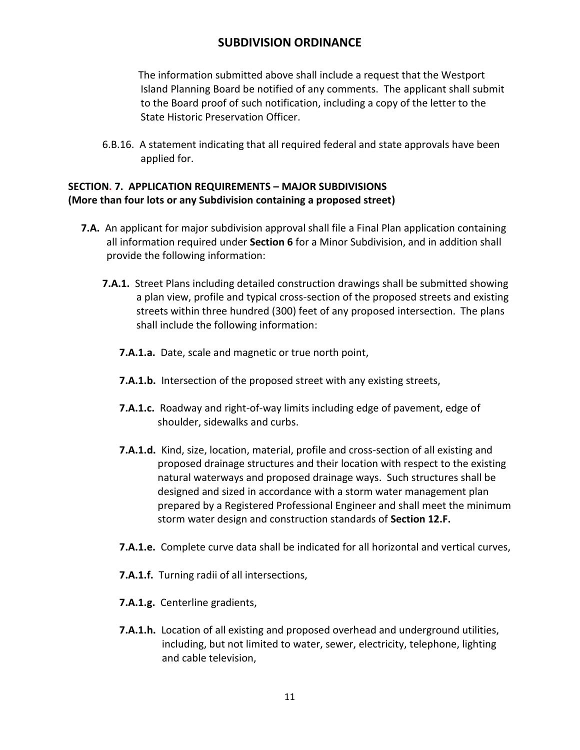The information submitted above shall include a request that the Westport Island Planning Board be notified of any comments. The applicant shall submit to the Board proof of such notification, including a copy of the letter to the State Historic Preservation Officer.

6.B.16. A statement indicating that all required federal and state approvals have been applied for.

## SECTION. 7. APPLICATION REQUIREMENTS – MAJOR SUBDIVISIONS (More than four lots or any Subdivision containing a proposed street)

**7.A.** An applicant for major subdivision approval shall file a Final Plan application containing all information required under **Section 6** for a Minor Subdivision, and in addition shall provide the following information:

**7.A.1.** Street Plans including detailed construction drawings shall be submitted showing a plan view, profile and typical cross-section of the proposed streets and existing streets within three hundred (300) feet of any proposed intersection. The plans shall include the following information:

**7.A.1.a.** Date, scale and magnetic or true north point,

**7.A.1.b.** Intersection of the proposed street with any existing streets,

**7.A.1.c.** Roadway and right-of-way limits including edge of pavement, edge of shoulder, sidewalks and curbs.

**7.A.1.d.** Kind, size, location, material, profile and cross-section of all existing and proposed drainage structures and their location with respect to the existing natural waterways and proposed drainage ways. Such structures shall be designed and sized in accordance with a storm water management plan prepared by a Registered Professional Engineer and shall meet the minimum storm water design and construction standards of **Section 12.F.**

**7.A.1.e.** Complete curve data shall be indicated for all horizontal and vertical curves,

**7.A.1.f.** Turning radii of all intersections,

**7.A.1.g.** Centerline gradients,

**7.A.1.h.** Location of all existing and proposed overhead and underground utilities, including, but not limited to water, sewer, electricity, telephone, lighting and cable television,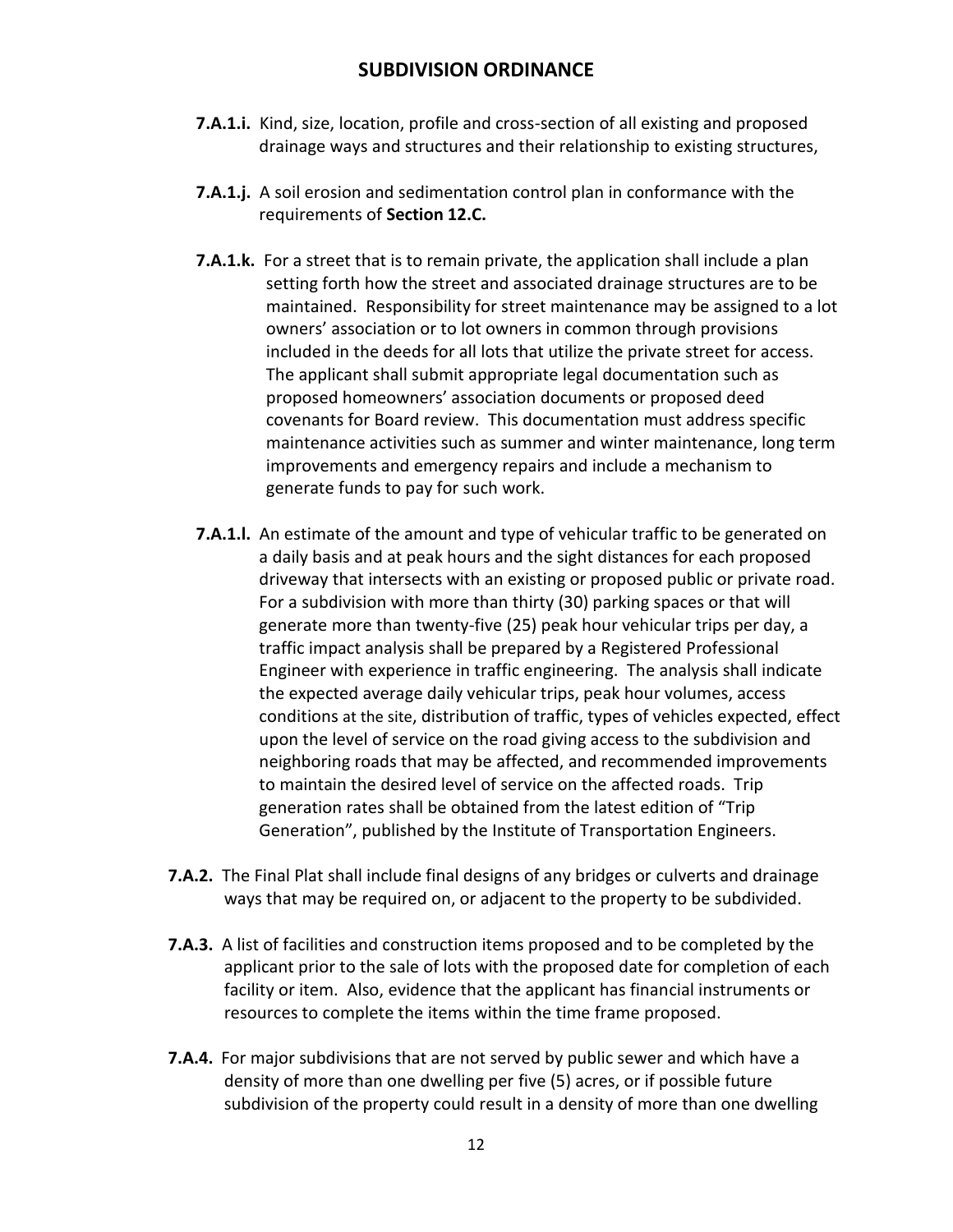**7.A.1.i.** Kind, size, location, profile and cross-section of all existing and proposed drainage ways and structures and their relationship to existing structures,

**7.A.1.j.** A soil erosion and sedimentation control plan in conformance with the requirements of **Section 12.C.**

**7.A.1.k.** For a street that is to remain private, the application shall include a plan setting forth how the street and associated drainage structures are to be maintained. Responsibility for street maintenance may be assigned to a lot owners' association or to lot owners in common through provisions included in the deeds for all lots that utilize the private street for access. The applicant shall submit appropriate legal documentation such as proposed homeowners' association documents or proposed deed covenants for Board review. This documentation must address specific maintenance activities such as summer and winter maintenance, long term improvements and emergency repairs and include a mechanism to generate funds to pay for such work.

**7.A.1.l.** An estimate of the amount and type of vehicular traffic to be generated on a daily basis and at peak hours and the sight distances for each proposed driveway that intersects with an existing or proposed public or private road. For a subdivision with more than thirty (30) parking spaces or that will generate more than twenty-five (25) peak hour vehicular trips per day, a traffic impact analysis shall be prepared by a Registered Professional Engineer with experience in traffic engineering. The analysis shall indicate the expected average daily vehicular trips, peak hour volumes, access conditions at the site, distribution of traffic, types of vehicles expected, effect upon the level of service on the road giving access to the subdivision and neighboring roads that may be affected, and recommended improvements to maintain the desired level of service on the affected roads. Trip generation rates shall be obtained from the latest edition of "Trip Generation", published by the Institute of Transportation Engineers.

**7.A.2.** The Final Plat shall include final designs of any bridges or culverts and drainage ways that may be required on, or adjacent to the property to be subdivided.

**7.A.3.** A list of facilities and construction items proposed and to be completed by the applicant prior to the sale of lots with the proposed date for completion of each facility or item. Also, evidence that the applicant has financial instruments or resources to complete the items within the time frame proposed.

**7.A.4.** For major subdivisions that are not served by public sewer and which have a density of more than one dwelling per five (5) acres, or if possible future subdivision of the property could result in a density of more than one dwelling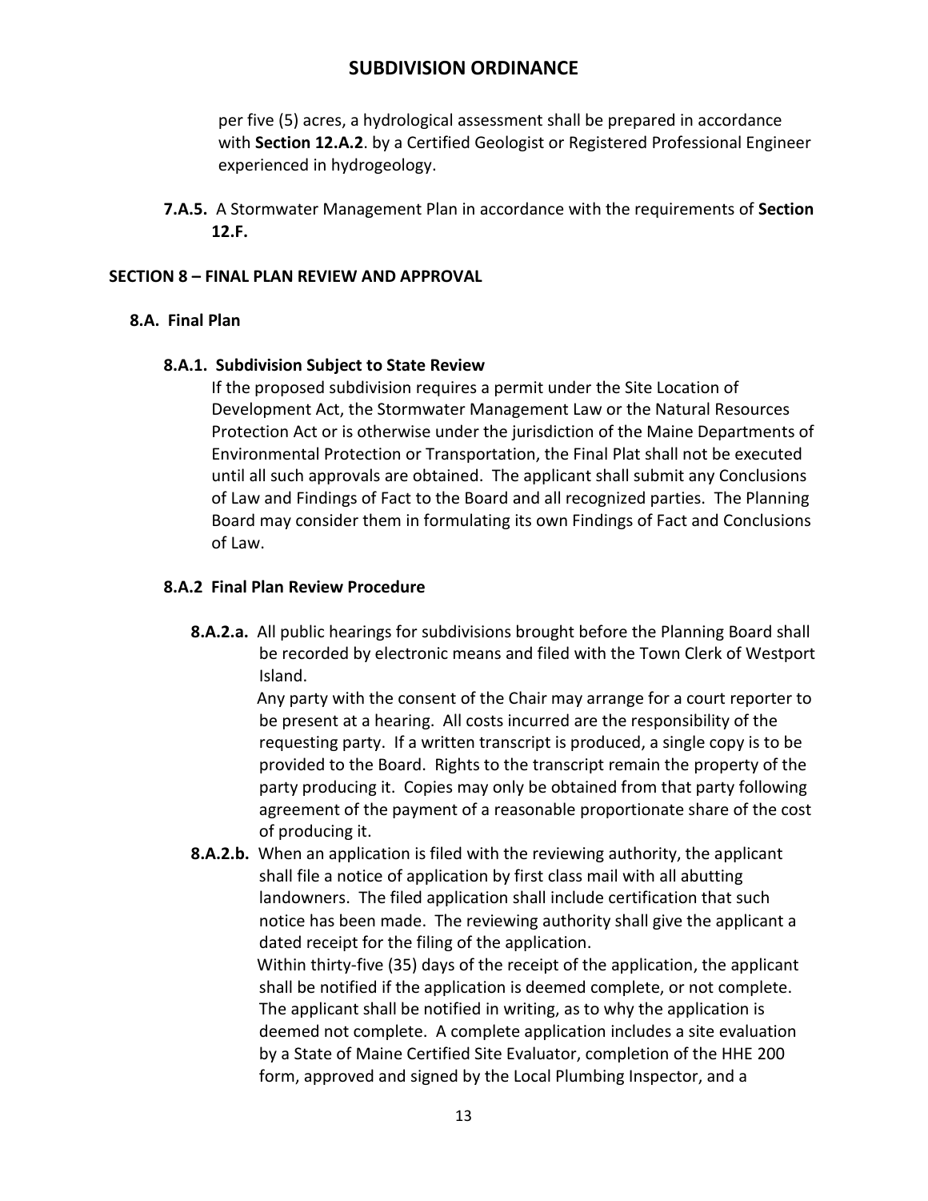per five (5) acres, a hydrological assessment shall be prepared in accordance with **Section 12.A.2**. by a Certified Geologist or Registered Professional Engineer experienced in hydrogeology.

**7.A.5.** A Stormwater Management Plan in accordance with the requirements of **Section 12.F.**

## SECTION 8 – FINAL PLAN REVIEW AND APPROVAL

### 8.A. Final Plan

#### 8.A.1. Subdivision Subject to State Review

If the proposed subdivision requires a permit under the Site Location of Development Act, the Stormwater Management Law or the Natural Resources Protection Act or is otherwise under the jurisdiction of the Maine Departments of Environmental Protection or Transportation, the Final Plat shall not be executed until all such approvals are obtained. The applicant shall submit any Conclusions of Law and Findings of Fact to the Board and all recognized parties. The Planning Board may consider them in formulating its own Findings of Fact and Conclusions of Law.

#### 8.A.2 Final Plan Review Procedure

**8.A.2.a.** All public hearings for subdivisions brought before the Planning Board shall be recorded by electronic means and filed with the Town Clerk of Westport Island.

Any party with the consent of the Chair may arrange for a court reporter to be present at a hearing. All costs incurred are the responsibility of the requesting party. If a written transcript is produced, a single copy is to be provided to the Board. Rights to the transcript remain the property of the party producing it. Copies may only be obtained from that party following agreement of the payment of a reasonable proportionate share of the cost of producing it.

**8.A.2.b.** When an application is filed with the reviewing authority, the applicant shall file a notice of application by first class mail with all abutting landowners. The filed application shall include certification that such notice has been made. The reviewing authority shall give the applicant a dated receipt for the filing of the application.

Within thirty-five (35) days of the receipt of the application, the applicant shall be notified if the application is deemed complete, or not complete. The applicant shall be notified in writing, as to why the application is deemed not complete. A complete application includes a site evaluation by a State of Maine Certified Site Evaluator, completion of the HHE 200 form, approved and signed by the Local Plumbing Inspector, and a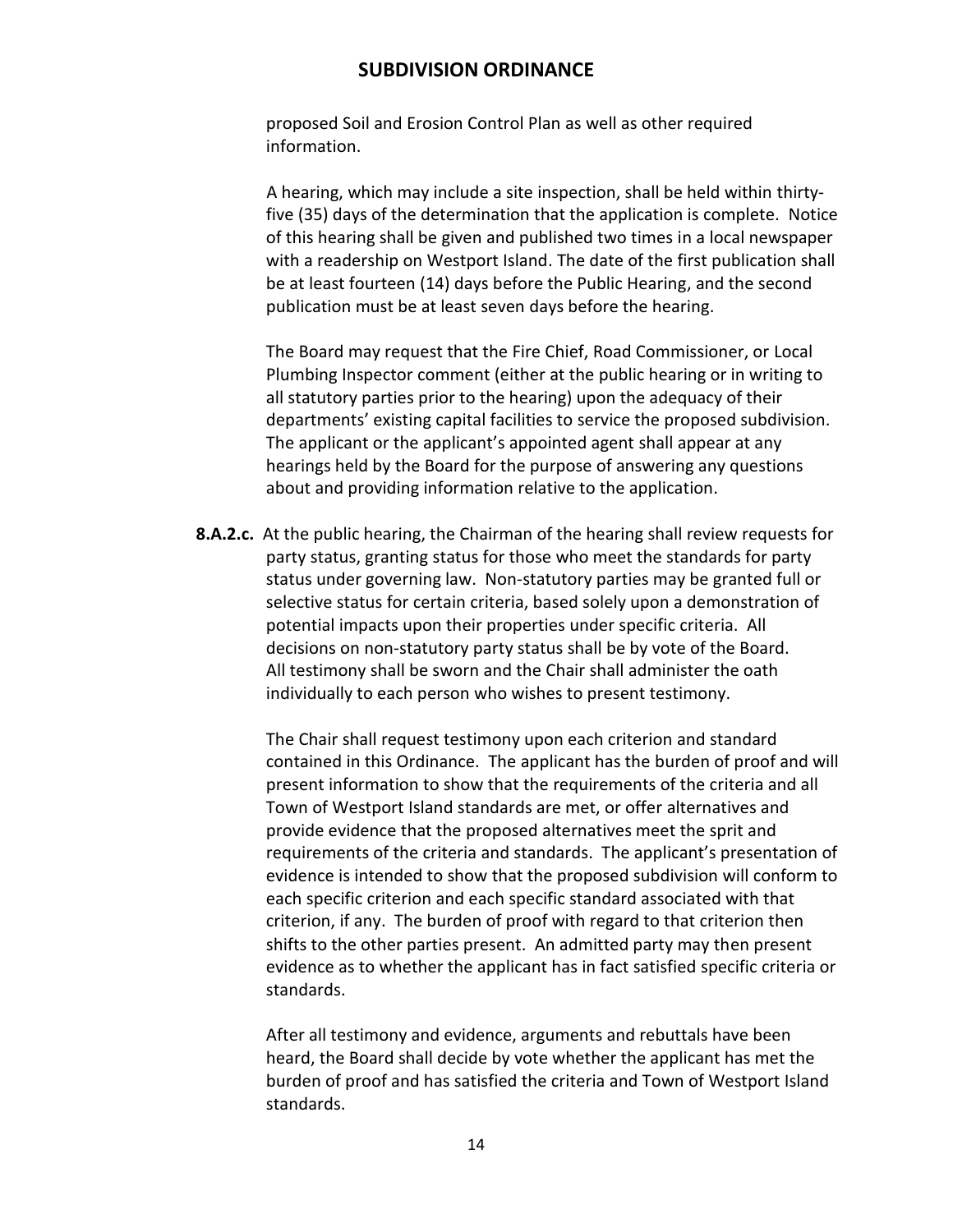proposed Soil and Erosion Control Plan as well as other required information.

A hearing, which may include a site inspection, shall be held within thirty-five (35) days of the determination that the application is complete. Notice of this hearing shall be given and published two times in a local newspaper with a readership on Westport Island. The date of the first publication shall be at least fourteen (14) days before the Public Hearing, and the second publication must be at least seven days before the hearing.

The Board may request that the Fire Chief, Road Commissioner, or Local Plumbing Inspector comment (either at the public hearing or in writing to all statutory parties prior to the hearing) upon the adequacy of their departments' existing capital facilities to service the proposed subdivision. The applicant or the applicant's appointed agent shall appear at any hearings held by the Board for the purpose of answering any questions about and providing information relative to the application.

**8.A.2.c.** At the public hearing, the Chairman of the hearing shall review requests for party status, granting status for those who meet the standards for party status under governing law. Non-statutory parties may be granted full or selective status for certain criteria, based solely upon a demonstration of potential impacts upon their properties under specific criteria. All decisions on non-statutory party status shall be by vote of the Board. All testimony shall be sworn and the Chair shall administer the oath individually to each person who wishes to present testimony.

The Chair shall request testimony upon each criterion and standard contained in this Ordinance. The applicant has the burden of proof and will present information to show that the requirements of the criteria and all Town of Westport Island standards are met, or offer alternatives and provide evidence that the proposed alternatives meet the sprit and requirements of the criteria and standards. The applicant's presentation of evidence is intended to show that the proposed subdivision will conform to each specific criterion and each specific standard associated with that criterion, if any. The burden of proof with regard to that criterion then shifts to the other parties present. An admitted party may then present evidence as to whether the applicant has in fact satisfied specific criteria or standards.

After all testimony and evidence, arguments and rebuttals have been heard, the Board shall decide by vote whether the applicant has met the burden of proof and has satisfied the criteria and Town of Westport Island standards.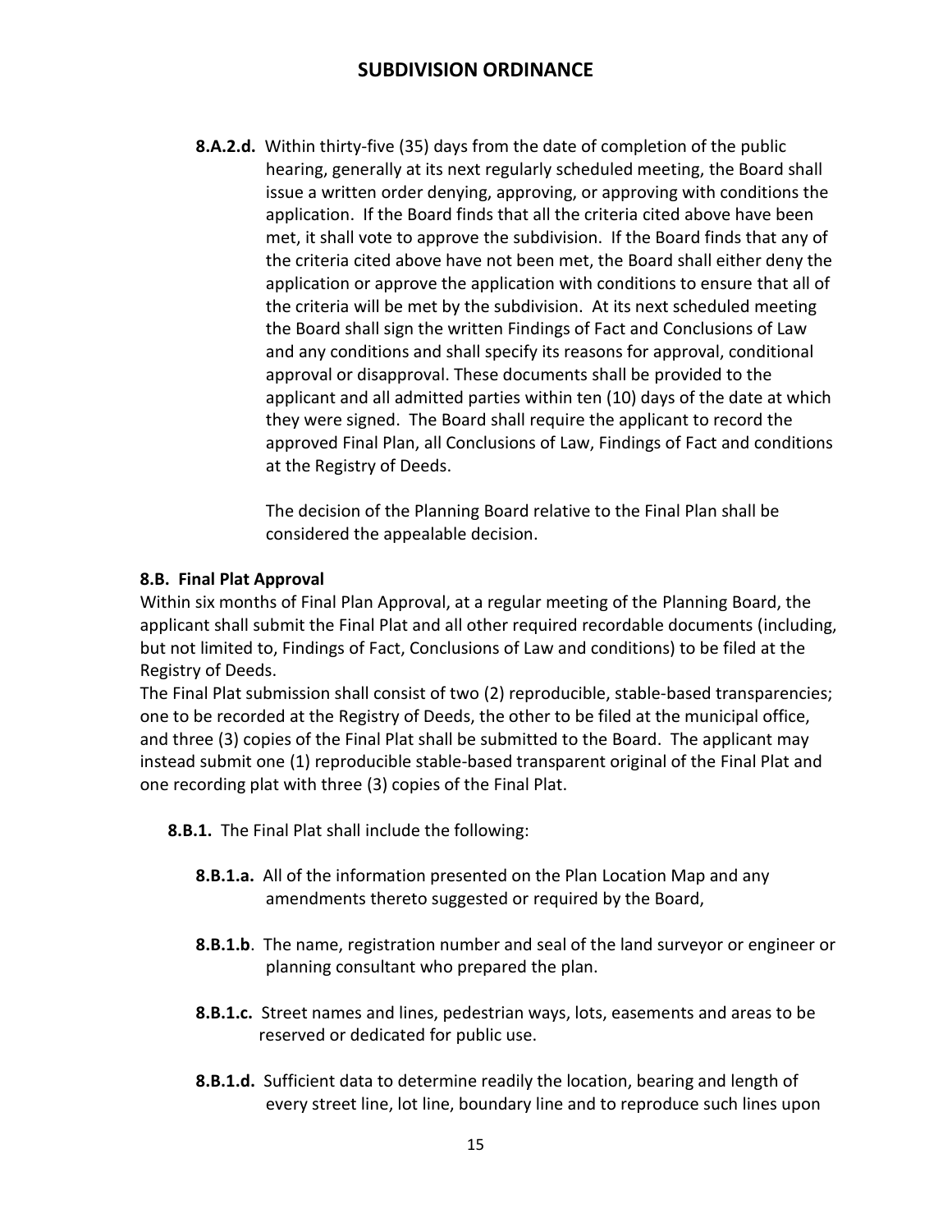**8.A.2.d.** Within thirty-five (35) days from the date of completion of the public hearing, generally at its next regularly scheduled meeting, the Board shall issue a written order denying, approving, or approving with conditions the application. If the Board finds that all the criteria cited above have been met, it shall vote to approve the subdivision. If the Board finds that any of the criteria cited above have not been met, the Board shall either deny the application or approve the application with conditions to ensure that all of the criteria will be met by the subdivision. At its next scheduled meeting the Board shall sign the written Findings of Fact and Conclusions of Law and any conditions and shall specify its reasons for approval, conditional approval or disapproval. These documents shall be provided to the applicant and all admitted parties within ten (10) days of the date at which they were signed. The Board shall require the applicant to record the approved Final Plan, all Conclusions of Law, Findings of Fact and conditions at the Registry of Deeds.

The decision of the Planning Board relative to the Final Plan shall be considered the appealable decision.

**8.B. Final Plat Approval**

Within six months of Final Plan Approval, at a regular meeting of the Planning Board, the applicant shall submit the Final Plat and all other required recordable documents (including, but not limited to, Findings of Fact, Conclusions of Law and conditions) to be filed at the Registry of Deeds.

The Final Plat submission shall consist of two (2) reproducible, stable-based transparencies; one to be recorded at the Registry of Deeds, the other to be filed at the municipal office, and three (3) copies of the Final Plat shall be submitted to the Board. The applicant may instead submit one (1) reproducible stable-based transparent original of the Final Plat and one recording plat with three (3) copies of the Final Plat.

**8.B.1.** The Final Plat shall include the following:

**8.B.1.a.** All of the information presented on the Plan Location Map and any amendments thereto suggested or required by the Board,

**8.B.1.b**. The name, registration number and seal of the land surveyor or engineer or planning consultant who prepared the plan.

**8.B.1.c.** Street names and lines, pedestrian ways, lots, easements and areas to be reserved or dedicated for public use.

**8.B.1.d.** Sufficient data to determine readily the location, bearing and length of every street line, lot line, boundary line and to reproduce such lines upon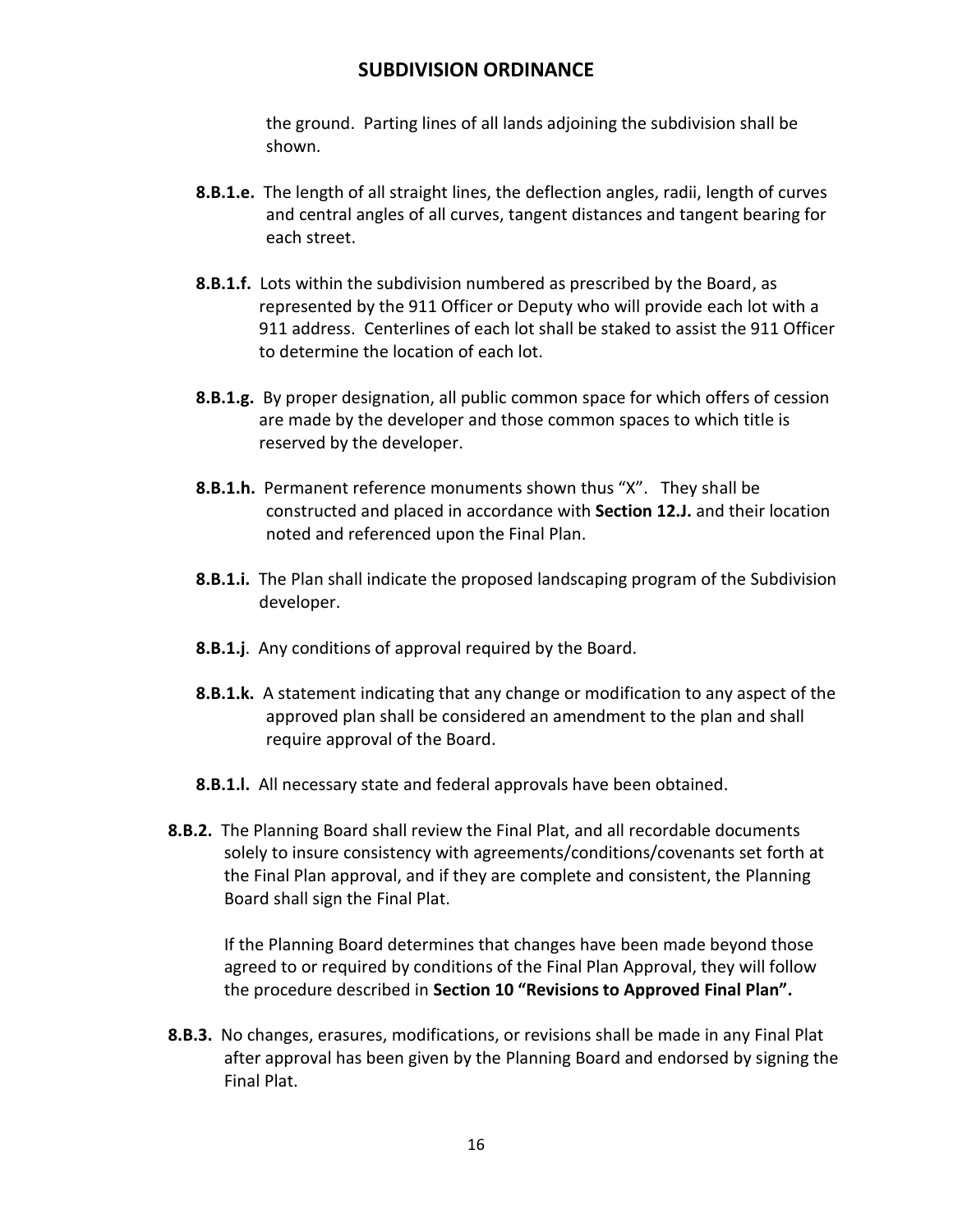the ground. Parting lines of all lands adjoining the subdivision shall be shown.

**8.B.1.e.** The length of all straight lines, the deflection angles, radii, length of curves and central angles of all curves, tangent distances and tangent bearing for each street.

**8.B.1.f.** Lots within the subdivision numbered as prescribed by the Board, as represented by the 911 Officer or Deputy who will provide each lot with a 911 address. Centerlines of each lot shall be staked to assist the 911 Officer to determine the location of each lot.

**8.B.1.g.** By proper designation, all public common space for which offers of cession are made by the developer and those common spaces to which title is reserved by the developer.

**8.B.1.h.** Permanent reference monuments shown thus "X". They shall be constructed and placed in accordance with **Section 12.J.** and their location noted and referenced upon the Final Plan.

**8.B.1.i.** The Plan shall indicate the proposed landscaping program of the Subdivision developer.

**8.B.1.j**. Any conditions of approval required by the Board.

**8.B.1.k.** A statement indicating that any change or modification to any aspect of the approved plan shall be considered an amendment to the plan and shall require approval of the Board.

**8.B.1.l.** All necessary state and federal approvals have been obtained.

**8.B.2.** The Planning Board shall review the Final Plat, and all recordable documents solely to insure consistency with agreements/conditions/covenants set forth at the Final Plan approval, and if they are complete and consistent, the Planning Board shall sign the Final Plat.

If the Planning Board determines that changes have been made beyond those agreed to or required by conditions of the Final Plan Approval, they will follow the procedure described in **Section 10 "Revisions to Approved Final Plan".**

**8.B.3.** No changes, erasures, modifications, or revisions shall be made in any Final Plat after approval has been given by the Planning Board and endorsed by signing the Final Plat.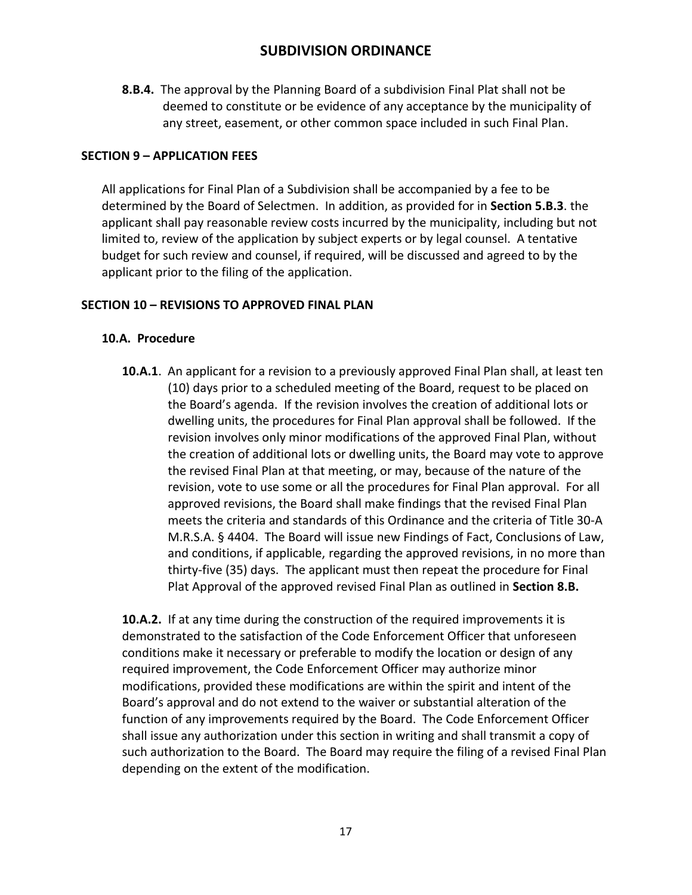**8.B.4.** The approval by the Planning Board of a subdivision Final Plat shall not be deemed to constitute or be evidence of any acceptance by the municipality of any street, easement, or other common space included in such Final Plan.

## SECTION 9 – APPLICATION FEES

All applications for Final Plan of a Subdivision shall be accompanied by a fee to be determined by the Board of Selectmen. In addition, as provided for in **Section 5.B.3**. the applicant shall pay reasonable review costs incurred by the municipality, including but not limited to, review of the application by subject experts or by legal counsel. A tentative budget for such review and counsel, if required, will be discussed and agreed to by the applicant prior to the filing of the application.

## SECTION 10 – REVISIONS TO APPROVED FINAL PLAN

### 10.A. Procedure

**10.A.1**. An applicant for a revision to a previously approved Final Plan shall, at least ten (10) days prior to a scheduled meeting of the Board, request to be placed on the Board's agenda. If the revision involves the creation of additional lots or dwelling units, the procedures for Final Plan approval shall be followed. If the revision involves only minor modifications of the approved Final Plan, without the creation of additional lots or dwelling units, the Board may vote to approve the revised Final Plan at that meeting, or may, because of the nature of the revision, vote to use some or all the procedures for Final Plan approval. For all approved revisions, the Board shall make findings that the revised Final Plan meets the criteria and standards of this Ordinance and the criteria of Title 30-A M.R.S.A. § 4404. The Board will issue new Findings of Fact, Conclusions of Law, and conditions, if applicable, regarding the approved revisions, in no more than thirty-five (35) days. The applicant must then repeat the procedure for Final Plat Approval of the approved revised Final Plan as outlined in **Section 8.B.**

**10.A.2.** If at any time during the construction of the required improvements it is demonstrated to the satisfaction of the Code Enforcement Officer that unforeseen conditions make it necessary or preferable to modify the location or design of any required improvement, the Code Enforcement Officer may authorize minor modifications, provided these modifications are within the spirit and intent of the Board's approval and do not extend to the waiver or substantial alteration of the function of any improvements required by the Board. The Code Enforcement Officer shall issue any authorization under this section in writing and shall transmit a copy of such authorization to the Board. The Board may require the filing of a revised Final Plan depending on the extent of the modification.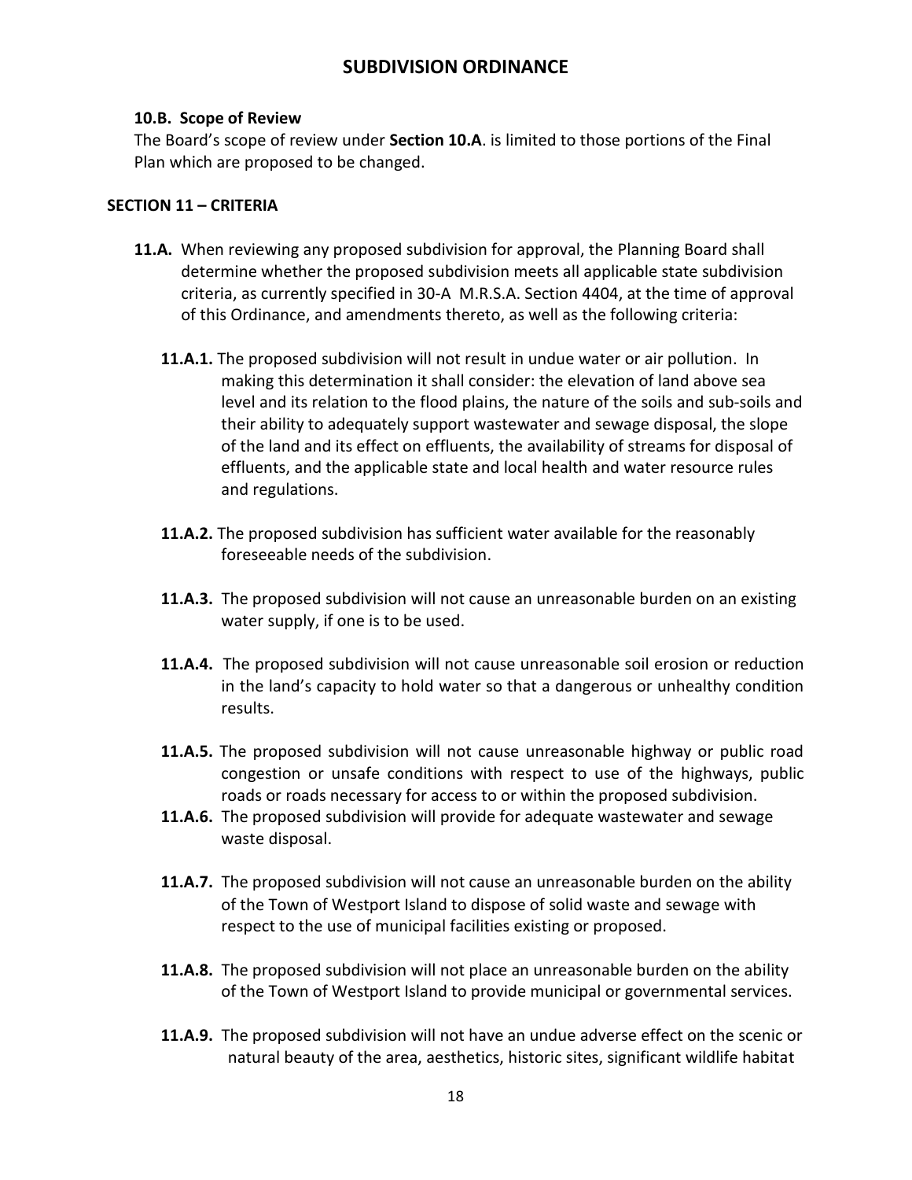#### 10.B. Scope of Review

The Board's scope of review under **Section 10.A**. is limited to those portions of the Final Plan which are proposed to be changed.

### SECTION 11 – CRITERIA

**11.A.** When reviewing any proposed subdivision for approval, the Planning Board shall determine whether the proposed subdivision meets all applicable state subdivision criteria, as currently specified in 30-A M.R.S.A. Section 4404, at the time of approval of this Ordinance, and amendments thereto, as well as the following criteria:

**11.A.1.** The proposed subdivision will not result in undue water or air pollution. In making this determination it shall consider: the elevation of land above sea level and its relation to the flood plains, the nature of the soils and sub-soils and their ability to adequately support wastewater and sewage disposal, the slope of the land and its effect on effluents, the availability of streams for disposal of effluents, and the applicable state and local health and water resource rules and regulations.

**11.A.2.** The proposed subdivision has sufficient water available for the reasonably foreseeable needs of the subdivision.

**11.A.3.** The proposed subdivision will not cause an unreasonable burden on an existing water supply, if one is to be used.

**11.A.4.** The proposed subdivision will not cause unreasonable soil erosion or reduction in the land's capacity to hold water so that a dangerous or unhealthy condition results.

**11.A.5.** The proposed subdivision will not cause unreasonable highway or public road congestion or unsafe conditions with respect to use of the highways, public roads or roads necessary for access to or within the proposed subdivision.

**11.A.6.** The proposed subdivision will provide for adequate wastewater and sewage waste disposal.

**11.A.7.** The proposed subdivision will not cause an unreasonable burden on the ability of the Town of Westport Island to dispose of solid waste and sewage with respect to the use of municipal facilities existing or proposed.

**11.A.8.** The proposed subdivision will not place an unreasonable burden on the ability of the Town of Westport Island to provide municipal or governmental services.

**11.A.9.** The proposed subdivision will not have an undue adverse effect on the scenic or natural beauty of the area, aesthetics, historic sites, significant wildlife habitat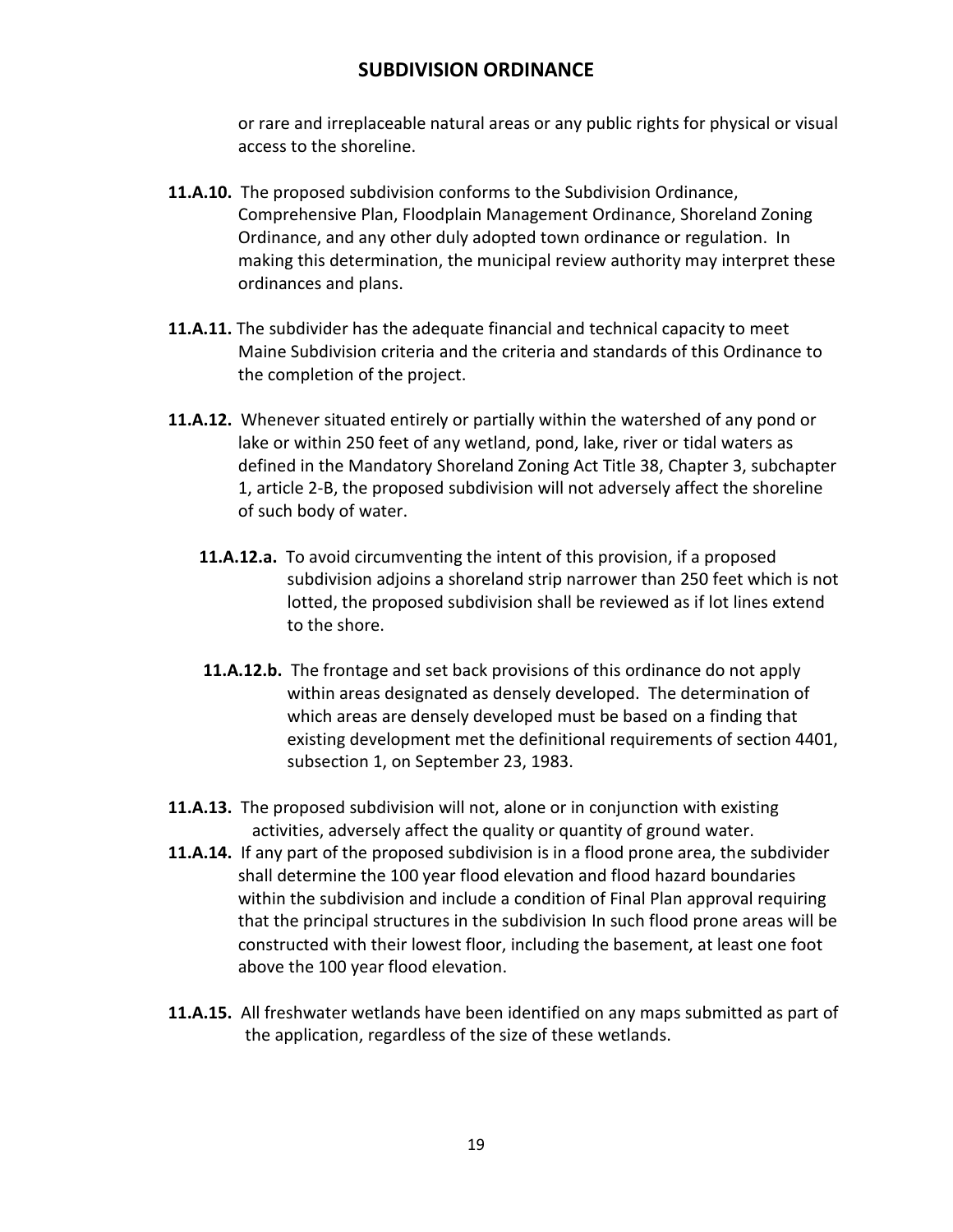or rare and irreplaceable natural areas or any public rights for physical or visual access to the shoreline.

**11.A.10.** The proposed subdivision conforms to the Subdivision Ordinance, Comprehensive Plan, Floodplain Management Ordinance, Shoreland Zoning Ordinance, and any other duly adopted town ordinance or regulation. In making this determination, the municipal review authority may interpret these ordinances and plans.

**11.A.11.** The subdivider has the adequate financial and technical capacity to meet Maine Subdivision criteria and the criteria and standards of this Ordinance to the completion of the project.

**11.A.12.** Whenever situated entirely or partially within the watershed of any pond or lake or within 250 feet of any wetland, pond, lake, river or tidal waters as defined in the Mandatory Shoreland Zoning Act Title 38, Chapter 3, subchapter 1, article 2-B, the proposed subdivision will not adversely affect the shoreline of such body of water.

**11.A.12.a.** To avoid circumventing the intent of this provision, if a proposed subdivision adjoins a shoreland strip narrower than 250 feet which is not lotted, the proposed subdivision shall be reviewed as if lot lines extend to the shore.

**11.A.12.b.** The frontage and set back provisions of this ordinance do not apply within areas designated as densely developed. The determination of which areas are densely developed must be based on a finding that existing development met the definitional requirements of section 4401, subsection 1, on September 23, 1983.

**11.A.13.** The proposed subdivision will not, alone or in conjunction with existing activities, adversely affect the quality or quantity of ground water.

**11.A.14.** If any part of the proposed subdivision is in a flood prone area, the subdivider shall determine the 100 year flood elevation and flood hazard boundaries within the subdivision and include a condition of Final Plan approval requiring that the principal structures in the subdivision In such flood prone areas will be constructed with their lowest floor, including the basement, at least one foot above the 100 year flood elevation.

**11.A.15.** All freshwater wetlands have been identified on any maps submitted as part of the application, regardless of the size of these wetlands.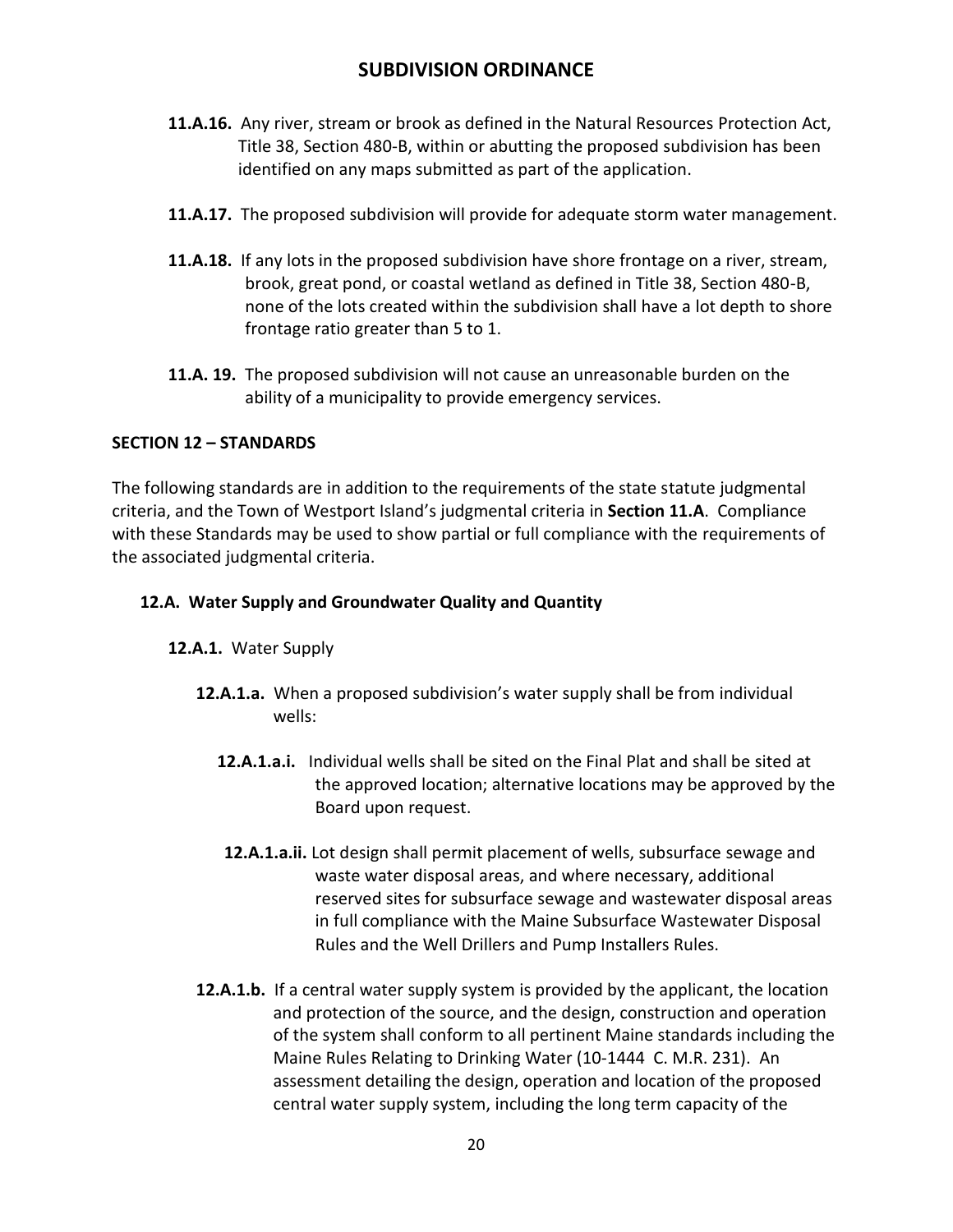**11.A.16.** Any river, stream or brook as defined in the Natural Resources Protection Act, Title 38, Section 480-B, within or abutting the proposed subdivision has been identified on any maps submitted as part of the application.

**11.A.17.** The proposed subdivision will provide for adequate storm water management.

**11.A.18.** If any lots in the proposed subdivision have shore frontage on a river, stream, brook, great pond, or coastal wetland as defined in Title 38, Section 480-B, none of the lots created within the subdivision shall have a lot depth to shore frontage ratio greater than 5 to 1.

**11.A. 19.** The proposed subdivision will not cause an unreasonable burden on the ability of a municipality to provide emergency services.

## SECTION 12 – STANDARDS

The following standards are in addition to the requirements of the state statute judgmental criteria, and the Town of Westport Island's judgmental criteria in **Section 11.A**. Compliance with these Standards may be used to show partial or full compliance with the requirements of the associated judgmental criteria.

### 12.A. Water Supply and Groundwater Quality and Quantity

**12.A.1.** Water Supply

**12.A.1.a.** When a proposed subdivision's water supply shall be from individual wells:

**12.A.1.a.i.** Individual wells shall be sited on the Final Plat and shall be sited at the approved location; alternative locations may be approved by the Board upon request.

**12.A.1.a.ii.** Lot design shall permit placement of wells, subsurface sewage and waste water disposal areas, and where necessary, additional reserved sites for subsurface sewage and wastewater disposal areas in full compliance with the Maine Subsurface Wastewater Disposal Rules and the Well Drillers and Pump Installers Rules.

**12.A.1.b.** If a central water supply system is provided by the applicant, the location and protection of the source, and the design, construction and operation of the system shall conform to all pertinent Maine standards including the Maine Rules Relating to Drinking Water (10-1444 C. M.R. 231). An assessment detailing the design, operation and location of the proposed central water supply system, including the long term capacity of the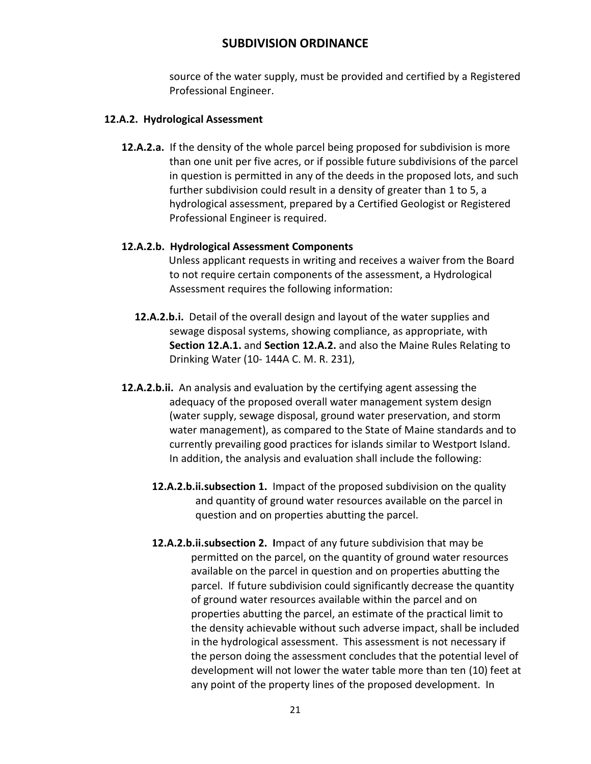source of the water supply, must be provided and certified by a Registered Professional Engineer.

### 12.A.2. Hydrological Assessment

**12.A.2.a.** If the density of the whole parcel being proposed for subdivision is more than one unit per five acres, or if possible future subdivisions of the parcel in question is permitted in any of the deeds in the proposed lots, and such further subdivision could result in a density of greater than 1 to 5, a hydrological assessment, prepared by a Certified Geologist or Registered Professional Engineer is required.

**12.A.2.b. Hydrological Assessment Components**

Unless applicant requests in writing and receives a waiver from the Board to not require certain components of the assessment, a Hydrological Assessment requires the following information:

**12.A.2.b.i.** Detail of the overall design and layout of the water supplies and sewage disposal systems, showing compliance, as appropriate, with **Section 12.A.1.** and **Section 12.A.2.** and also the Maine Rules Relating to Drinking Water (10- 144A C. M. R. 231),

**12.A.2.b.ii.** An analysis and evaluation by the certifying agent assessing the adequacy of the proposed overall water management system design (water supply, sewage disposal, ground water preservation, and storm water management), as compared to the State of Maine standards and to currently prevailing good practices for islands similar to Westport Island. In addition, the analysis and evaluation shall include the following:

**12.A.2.b.ii.subsection 1.** Impact of the proposed subdivision on the quality and quantity of ground water resources available on the parcel in question and on properties abutting the parcel.

**12.A.2.b.ii.subsection 2. I**mpact of any future subdivision that may be permitted on the parcel, on the quantity of ground water resources available on the parcel in question and on properties abutting the parcel. If future subdivision could significantly decrease the quantity of ground water resources available within the parcel and on properties abutting the parcel, an estimate of the practical limit to the density achievable without such adverse impact, shall be included in the hydrological assessment. This assessment is not necessary if the person doing the assessment concludes that the potential level of development will not lower the water table more than ten (10) feet at any point of the property lines of the proposed development. In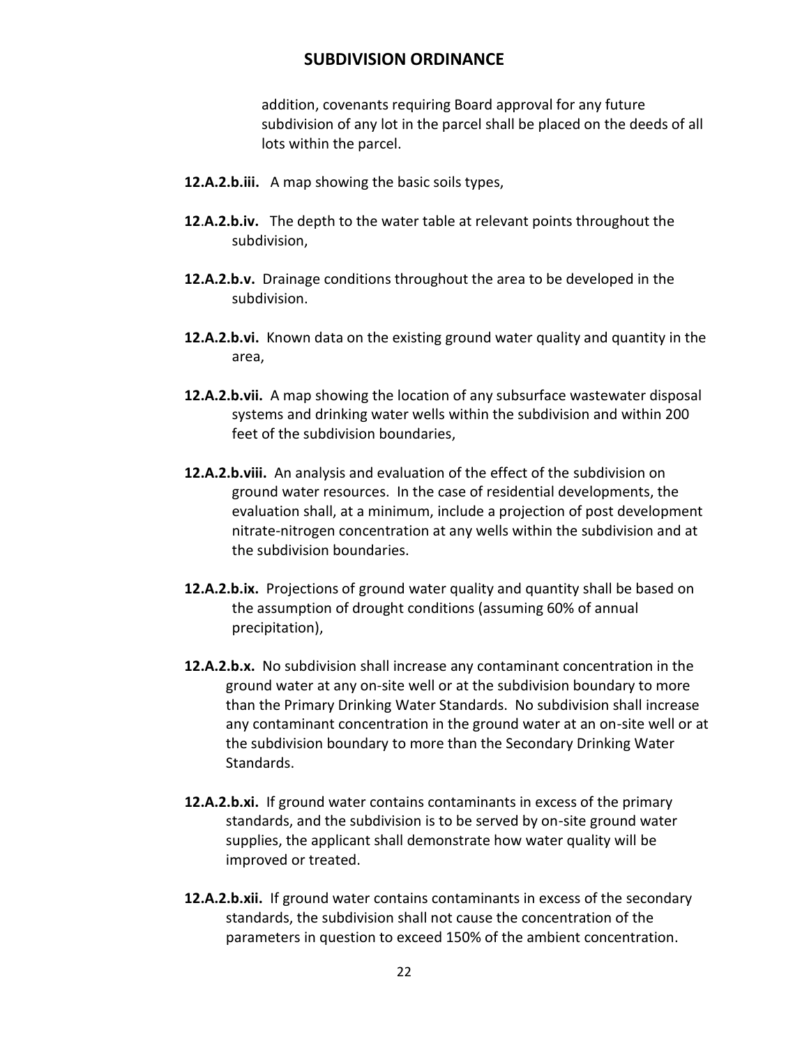addition, covenants requiring Board approval for any future subdivision of any lot in the parcel shall be placed on the deeds of all lots within the parcel.

**12.A.2.b.iii.** A map showing the basic soils types,

**12.A.2.b.iv.** The depth to the water table at relevant points throughout the subdivision,

**12.A.2.b.v.** Drainage conditions throughout the area to be developed in the subdivision.

**12.A.2.b.vi.** Known data on the existing ground water quality and quantity in the area,

**12.A.2.b.vii.** A map showing the location of any subsurface wastewater disposal systems and drinking water wells within the subdivision and within 200 feet of the subdivision boundaries,

**12.A.2.b.viii.** An analysis and evaluation of the effect of the subdivision on ground water resources. In the case of residential developments, the evaluation shall, at a minimum, include a projection of post development nitrate-nitrogen concentration at any wells within the subdivision and at the subdivision boundaries.

**12.A.2.b.ix.** Projections of ground water quality and quantity shall be based on the assumption of drought conditions (assuming 60% of annual precipitation),

**12.A.2.b.x.** No subdivision shall increase any contaminant concentration in the ground water at any on-site well or at the subdivision boundary to more than the Primary Drinking Water Standards. No subdivision shall increase any contaminant concentration in the ground water at an on-site well or at the subdivision boundary to more than the Secondary Drinking Water Standards.

**12.A.2.b.xi.** If ground water contains contaminants in excess of the primary standards, and the subdivision is to be served by on-site ground water supplies, the applicant shall demonstrate how water quality will be improved or treated.

**12.A.2.b.xii.** If ground water contains contaminants in excess of the secondary standards, the subdivision shall not cause the concentration of the parameters in question to exceed 150% of the ambient concentration.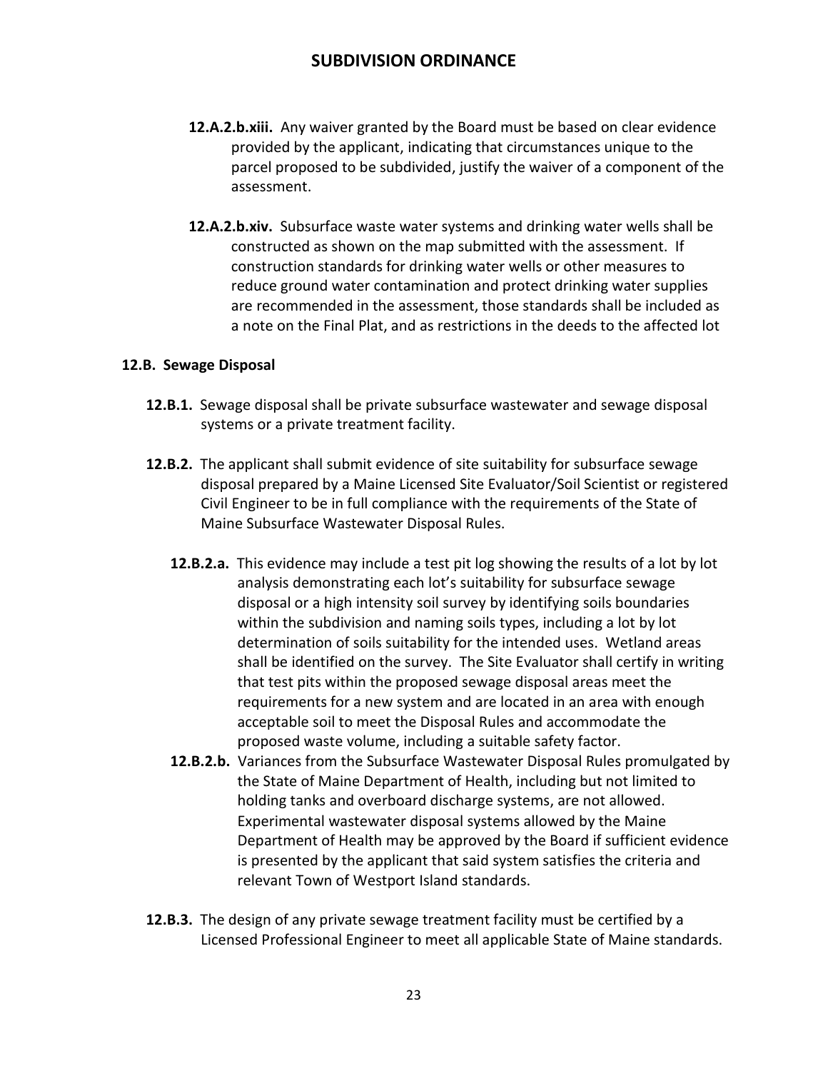**12.A.2.b.xiii.** Any waiver granted by the Board must be based on clear evidence provided by the applicant, indicating that circumstances unique to the parcel proposed to be subdivided, justify the waiver of a component of the assessment.

**12.A.2.b.xiv.** Subsurface waste water systems and drinking water wells shall be constructed as shown on the map submitted with the assessment. If construction standards for drinking water wells or other measures to reduce ground water contamination and protect drinking water supplies are recommended in the assessment, those standards shall be included as a note on the Final Plat, and as restrictions in the deeds to the affected lot

**12.B. Sewage Disposal**

**12.B.1.** Sewage disposal shall be private subsurface wastewater and sewage disposal systems or a private treatment facility.

**12.B.2.** The applicant shall submit evidence of site suitability for subsurface sewage disposal prepared by a Maine Licensed Site Evaluator/Soil Scientist or registered Civil Engineer to be in full compliance with the requirements of the State of Maine Subsurface Wastewater Disposal Rules.

**12.B.2.a.** This evidence may include a test pit log showing the results of a lot by lot analysis demonstrating each lot's suitability for subsurface sewage disposal or a high intensity soil survey by identifying soils boundaries within the subdivision and naming soils types, including a lot by lot determination of soils suitability for the intended uses. Wetland areas shall be identified on the survey. The Site Evaluator shall certify in writing that test pits within the proposed sewage disposal areas meet the requirements for a new system and are located in an area with enough acceptable soil to meet the Disposal Rules and accommodate the proposed waste volume, including a suitable safety factor.

**12.B.2.b.** Variances from the Subsurface Wastewater Disposal Rules promulgated by the State of Maine Department of Health, including but not limited to holding tanks and overboard discharge systems, are not allowed. Experimental wastewater disposal systems allowed by the Maine Department of Health may be approved by the Board if sufficient evidence is presented by the applicant that said system satisfies the criteria and relevant Town of Westport Island standards.

**12.B.3.** The design of any private sewage treatment facility must be certified by a Licensed Professional Engineer to meet all applicable State of Maine standards.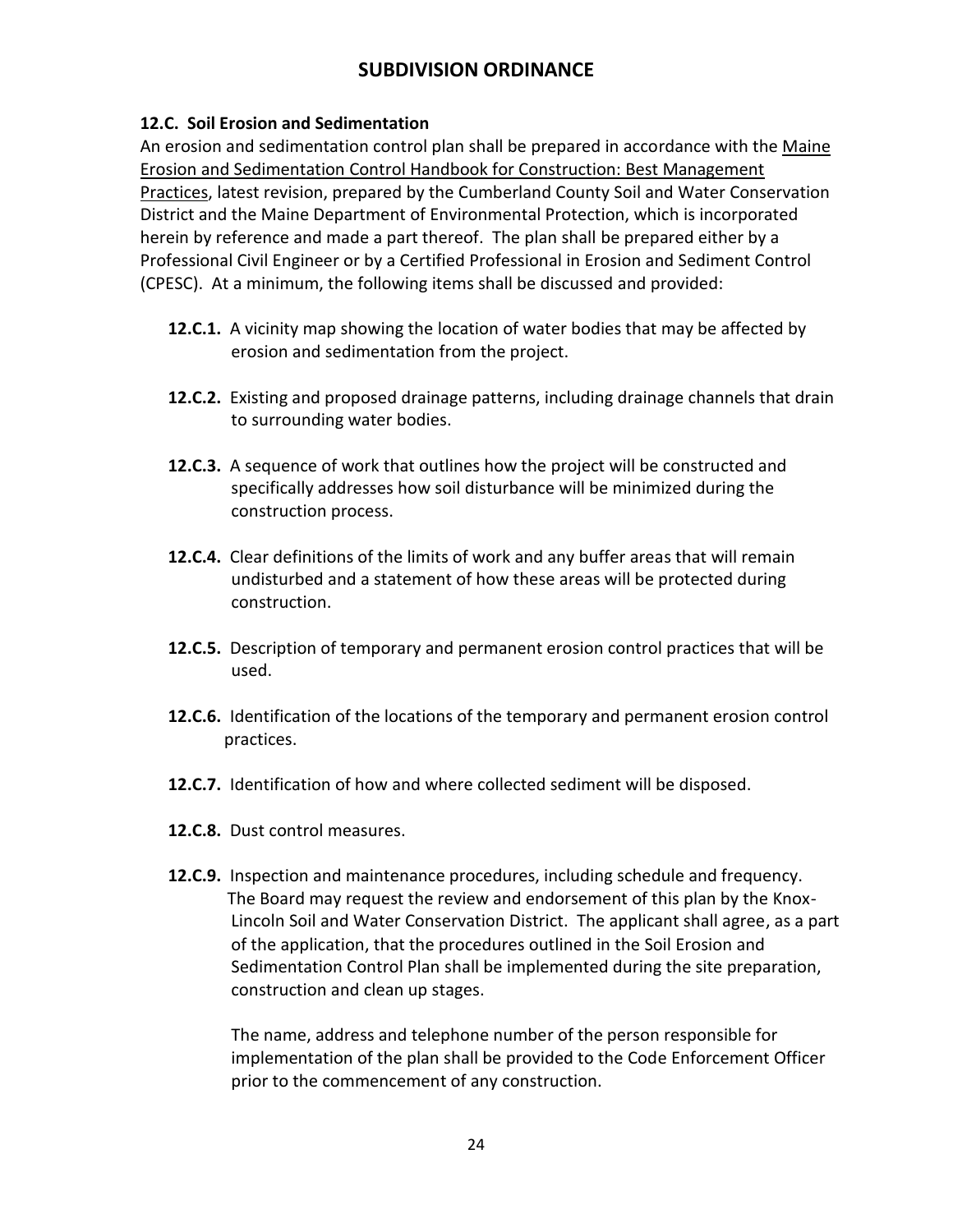### 12.C. Soil Erosion and Sedimentation

An erosion and sedimentation control plan shall be prepared in accordance with the Maine Erosion and Sedimentation Control Handbook for Construction: Best Management Practices, latest revision, prepared by the Cumberland County Soil and Water Conservation District and the Maine Department of Environmental Protection, which is incorporated herein by reference and made a part thereof. The plan shall be prepared either by a Professional Civil Engineer or by a Certified Professional in Erosion and Sediment Control (CPESC). At a minimum, the following items shall be discussed and provided:

**12.C.1.** A vicinity map showing the location of water bodies that may be affected by erosion and sedimentation from the project.

**12.C.2.** Existing and proposed drainage patterns, including drainage channels that drain to surrounding water bodies.

**12.C.3.** A sequence of work that outlines how the project will be constructed and specifically addresses how soil disturbance will be minimized during the construction process.

**12.C.4.** Clear definitions of the limits of work and any buffer areas that will remain undisturbed and a statement of how these areas will be protected during construction.

**12.C.5.** Description of temporary and permanent erosion control practices that will be used.

**12.C.6.** Identification of the locations of the temporary and permanent erosion control practices.

**12.C.7.** Identification of how and where collected sediment will be disposed.

**12.C.8.** Dust control measures.

**12.C.9.** Inspection and maintenance procedures, including schedule and frequency. The Board may request the review and endorsement of this plan by the Knox-Lincoln Soil and Water Conservation District. The applicant shall agree, as a part of the application, that the procedures outlined in the Soil Erosion and Sedimentation Control Plan shall be implemented during the site preparation, construction and clean up stages.

The name, address and telephone number of the person responsible for implementation of the plan shall be provided to the Code Enforcement Officer prior to the commencement of any construction.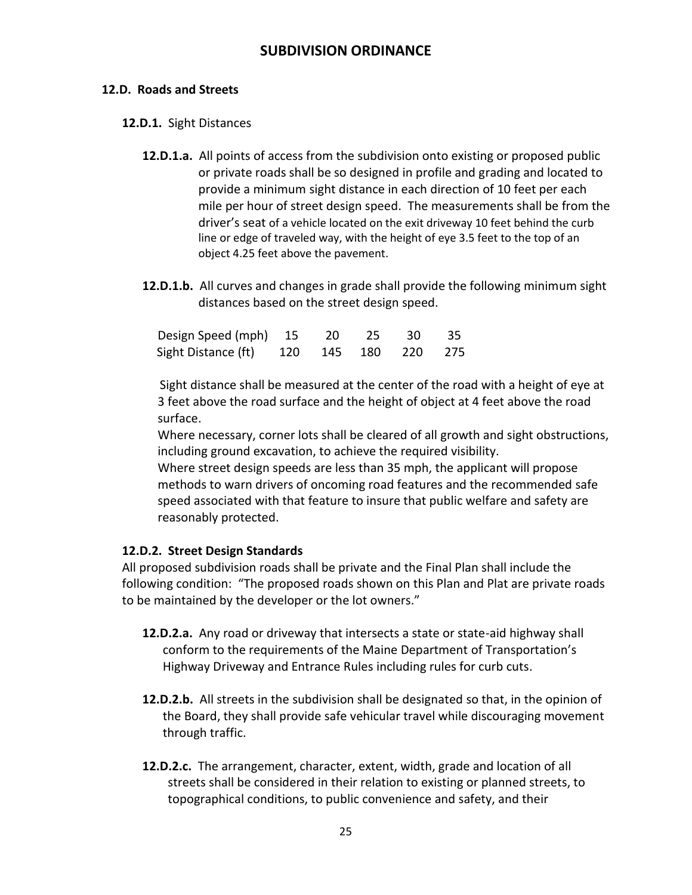## 12.D. Roads and Streets

### 12.D.1. Sight Distances

**12.D.1.a.** All points of access from the subdivision onto existing or proposed public or private roads shall be so designed in profile and grading and located to provide a minimum sight distance in each direction of 10 feet per each mile per hour of street design speed. The measurements shall be from the driver's seat of a vehicle located on the exit driveway 10 feet behind the curb line or edge of traveled way, with the height of eye 3.5 feet to the top of an object 4.25 feet above the pavement.

**12.D.1.b.** All curves and changes in grade shall provide the following minimum sight distances based on the street design speed.

| Design Speed (mph) | 15 | 20 | 25 | 30 | 35 |
|---|---|---|---|---|---|
| Sight Distance (ft) | 120 | 145 | 180 | 220 | 275 |

Sight distance shall be measured at the center of the road with a height of eye at 3 feet above the road surface and the height of object at 4 feet above the road surface.

Where necessary, corner lots shall be cleared of all growth and sight obstructions, including ground excavation, to achieve the required visibility.

Where street design speeds are less than 35 mph, the applicant will propose methods to warn drivers of oncoming road features and the recommended safe speed associated with that feature to insure that public welfare and safety are reasonably protected.

### 12.D.2. Street Design Standards

All proposed subdivision roads shall be private and the Final Plan shall include the following condition: "The proposed roads shown on this Plan and Plat are private roads to be maintained by the developer or the lot owners."

**12.D.2.a.** Any road or driveway that intersects a state or state-aid highway shall conform to the requirements of the Maine Department of Transportation's Highway Driveway and Entrance Rules including rules for curb cuts.

**12.D.2.b.** All streets in the subdivision shall be designated so that, in the opinion of the Board, they shall provide safe vehicular travel while discouraging movement through traffic.

**12.D.2.c.** The arrangement, character, extent, width, grade and location of all streets shall be considered in their relation to existing or planned streets, to topographical conditions, to public convenience and safety, and their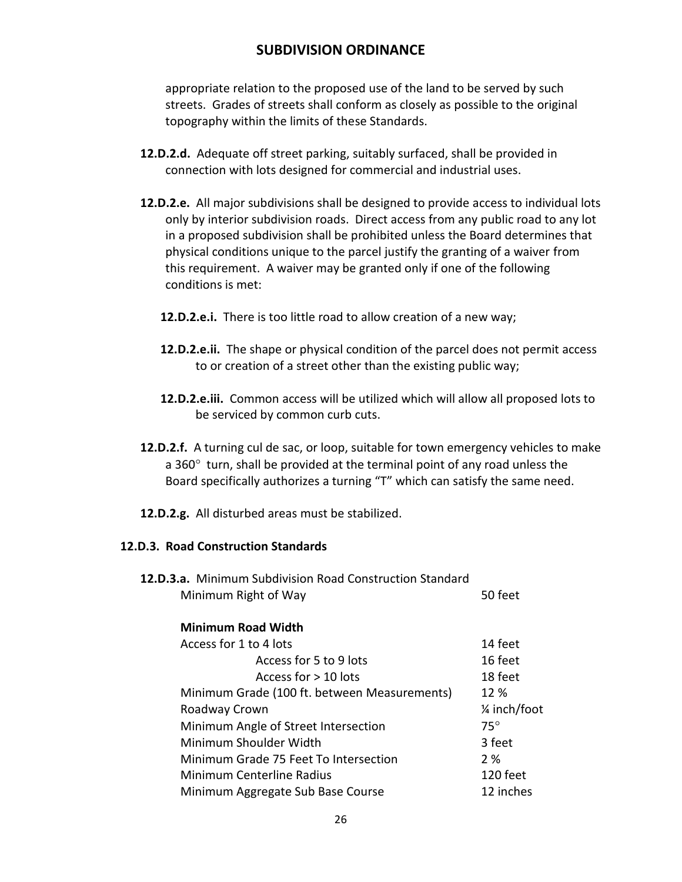appropriate relation to the proposed use of the land to be served by such streets. Grades of streets shall conform as closely as possible to the original topography within the limits of these Standards.

**12.D.2.d.** Adequate off street parking, suitably surfaced, shall be provided in connection with lots designed for commercial and industrial uses.

**12.D.2.e.** All major subdivisions shall be designed to provide access to individual lots only by interior subdivision roads. Direct access from any public road to any lot in a proposed subdivision shall be prohibited unless the Board determines that physical conditions unique to the parcel justify the granting of a waiver from this requirement. A waiver may be granted only if one of the following conditions is met:

**12.D.2.e.i.** There is too little road to allow creation of a new way;

**12.D.2.e.ii.** The shape or physical condition of the parcel does not permit access to or creation of a street other than the existing public way;

**12.D.2.e.iii.** Common access will be utilized which will allow all proposed lots to be serviced by common curb cuts.

**12.D.2.f.** A turning cul de sac, or loop, suitable for town emergency vehicles to make a 360° turn, shall be provided at the terminal point of any road unless the Board specifically authorizes a turning "T" which can satisfy the same need.

**12.D.2.g.** All disturbed areas must be stabilized.

**12.D.3. Road Construction Standards**

**12.D.3.a.** Minimum Subdivision Road Construction Standard

| | |
|---|---|
| Minimum Right of Way | 50 feet |
| **Minimum Road Width** | |
| Access for 1 to 4 lots | 14 feet |
| Access for 5 to 9 lots | 16 feet |
| Access for > 10 lots | 18 feet |
| Minimum Grade (100 ft. between Measurements) | 12 % |
| Roadway Crown | ¼ inch/foot |
| Minimum Angle of Street Intersection | 75° |
| Minimum Shoulder Width | 3 feet |
| Minimum Grade 75 Feet To Intersection | 2 % |
| Minimum Centerline Radius | 120 feet |
| Minimum Aggregate Sub Base Course | 12 inches |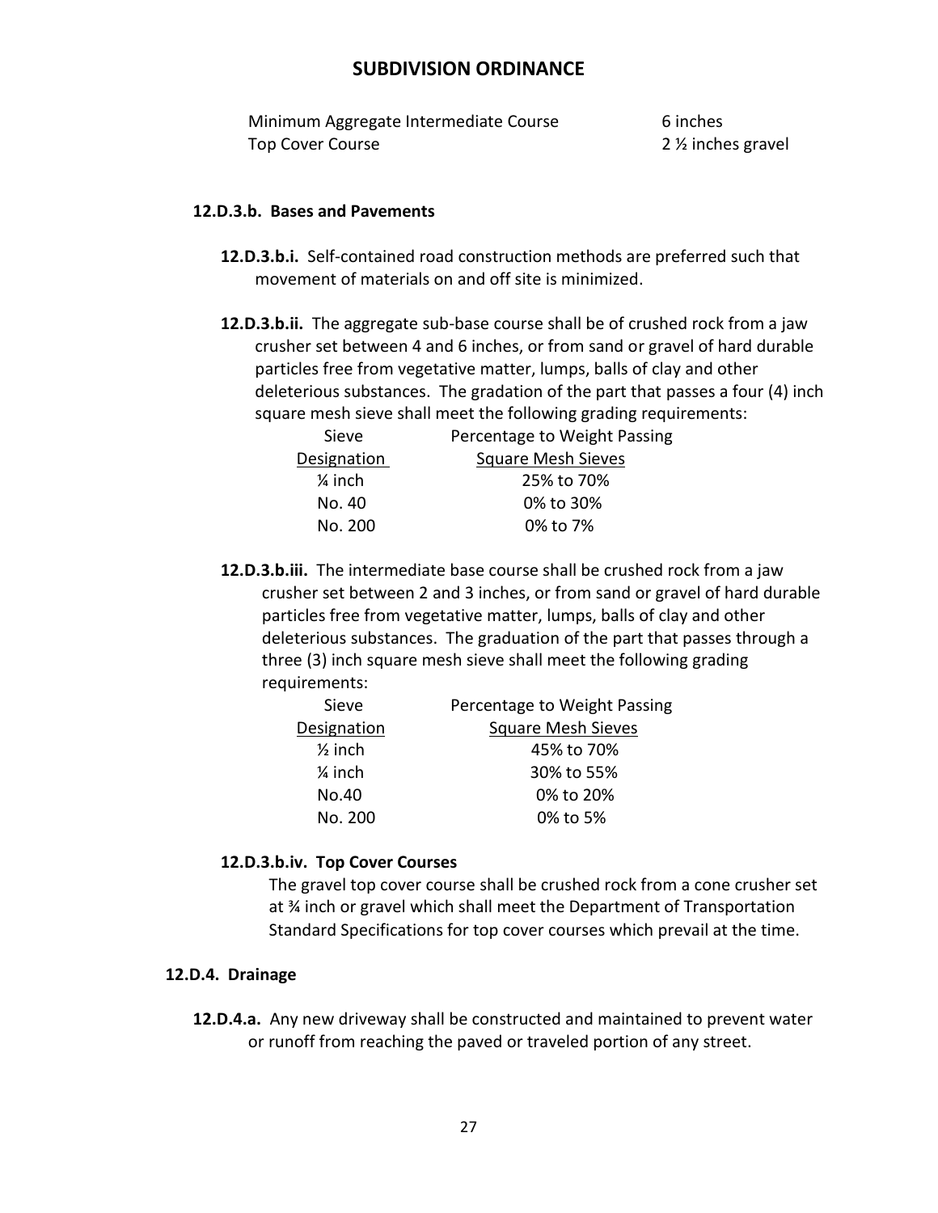| | |
|---|---|
| Minimum Aggregate Intermediate Course | 6 inches |
| Top Cover Course | 2 ½ inches gravel |

**12.D.3.b. Bases and Pavements**

**12.D.3.b.i.** Self-contained road construction methods are preferred such that movement of materials on and off site is minimized.

**12.D.3.b.ii.** The aggregate sub-base course shall be of crushed rock from a jaw crusher set between 4 and 6 inches, or from sand or gravel of hard durable particles free from vegetative matter, lumps, balls of clay and other deleterious substances. The gradation of the part that passes a four (4) inch square mesh sieve shall meet the following grading requirements:

| Sieve Designation | Percentage to Weight Passing Square Mesh Sieves |
|---|---|
| ¼ inch | 25% to 70% |
| No. 40 | 0% to 30% |
| No. 200 | 0% to 7% |

**12.D.3.b.iii.** The intermediate base course shall be crushed rock from a jaw crusher set between 2 and 3 inches, or from sand or gravel of hard durable particles free from vegetative matter, lumps, balls of clay and other deleterious substances. The graduation of the part that passes through a three (3) inch square mesh sieve shall meet the following grading requirements:

| Sieve Designation | Percentage to Weight Passing Square Mesh Sieves |
|---|---|
| ½ inch | 45% to 70% |
| ¼ inch | 30% to 55% |
| No.40 | 0% to 20% |
| No. 200 | 0% to 5% |

**12.D.3.b.iv. Top Cover Courses**

The gravel top cover course shall be crushed rock from a cone crusher set at ¾ inch or gravel which shall meet the Department of Transportation Standard Specifications for top cover courses which prevail at the time.

**12.D.4. Drainage**

**12.D.4.a.** Any new driveway shall be constructed and maintained to prevent water or runoff from reaching the paved or traveled portion of any street.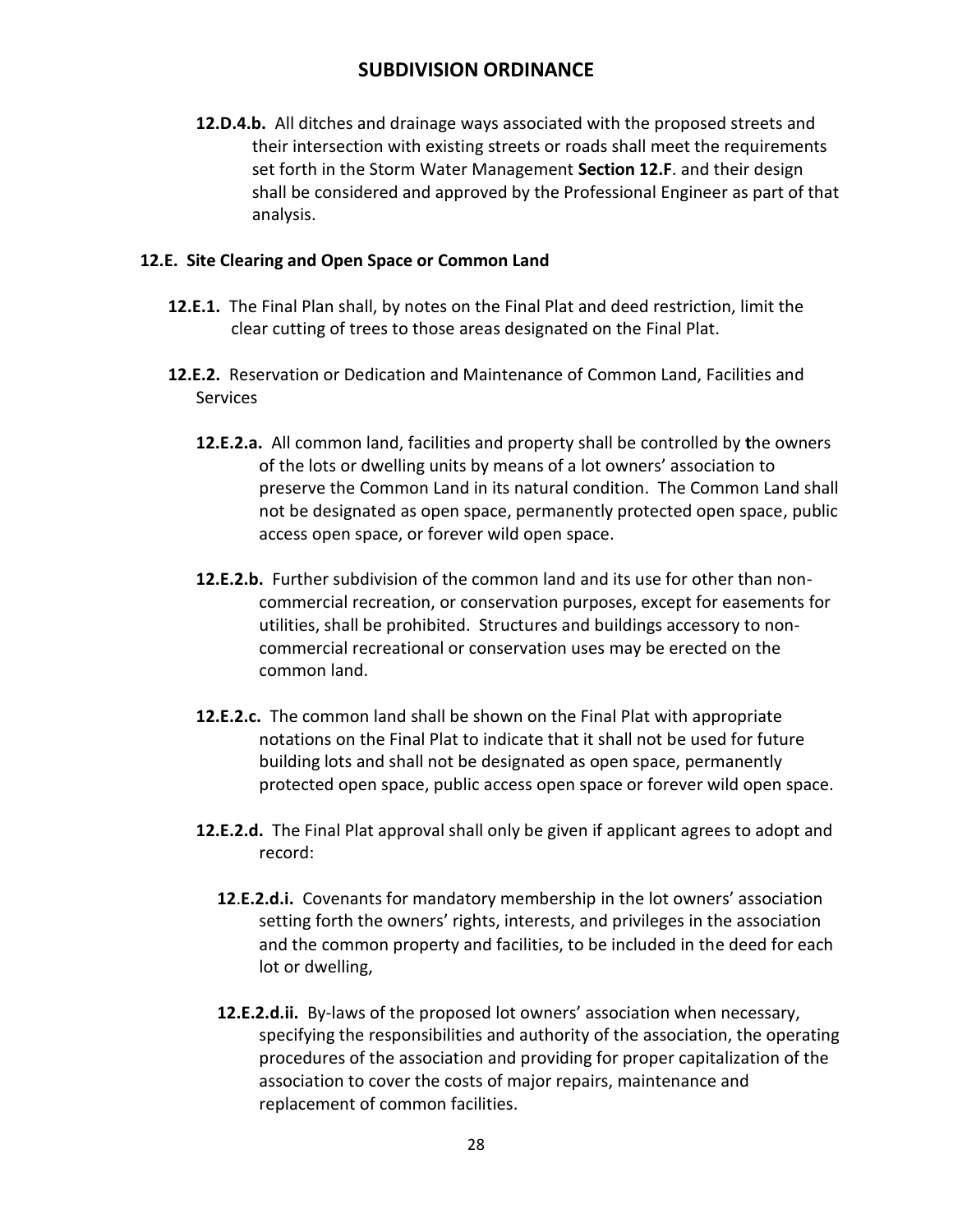**12.D.4.b.** All ditches and drainage ways associated with the proposed streets and their intersection with existing streets or roads shall meet the requirements set forth in the Storm Water Management **Section 12.F**. and their design shall be considered and approved by the Professional Engineer as part of that analysis.

## 12.E. Site Clearing and Open Space or Common Land

**12.E.1.** The Final Plan shall, by notes on the Final Plat and deed restriction, limit the clear cutting of trees to those areas designated on the Final Plat.

**12.E.2.** Reservation or Dedication and Maintenance of Common Land, Facilities and Services

**12.E.2.a.** All common land, facilities and property shall be controlled by the owners of the lots or dwelling units by means of a lot owners' association to preserve the Common Land in its natural condition. The Common Land shall not be designated as open space, permanently protected open space, public access open space, or forever wild open space.

**12.E.2.b.** Further subdivision of the common land and its use for other than non-commercial recreation, or conservation purposes, except for easements for utilities, shall be prohibited. Structures and buildings accessory to non-commercial recreational or conservation uses may be erected on the common land.

**12.E.2.c.** The common land shall be shown on the Final Plat with appropriate notations on the Final Plat to indicate that it shall not be used for future building lots and shall not be designated as open space, permanently protected open space, public access open space or forever wild open space.

**12.E.2.d.** The Final Plat approval shall only be given if applicant agrees to adopt and record:

**12.E.2.d.i.** Covenants for mandatory membership in the lot owners' association setting forth the owners' rights, interests, and privileges in the association and the common property and facilities, to be included in the deed for each lot or dwelling,

**12.E.2.d.ii.** By-laws of the proposed lot owners' association when necessary, specifying the responsibilities and authority of the association, the operating procedures of the association and providing for proper capitalization of the association to cover the costs of major repairs, maintenance and replacement of common facilities.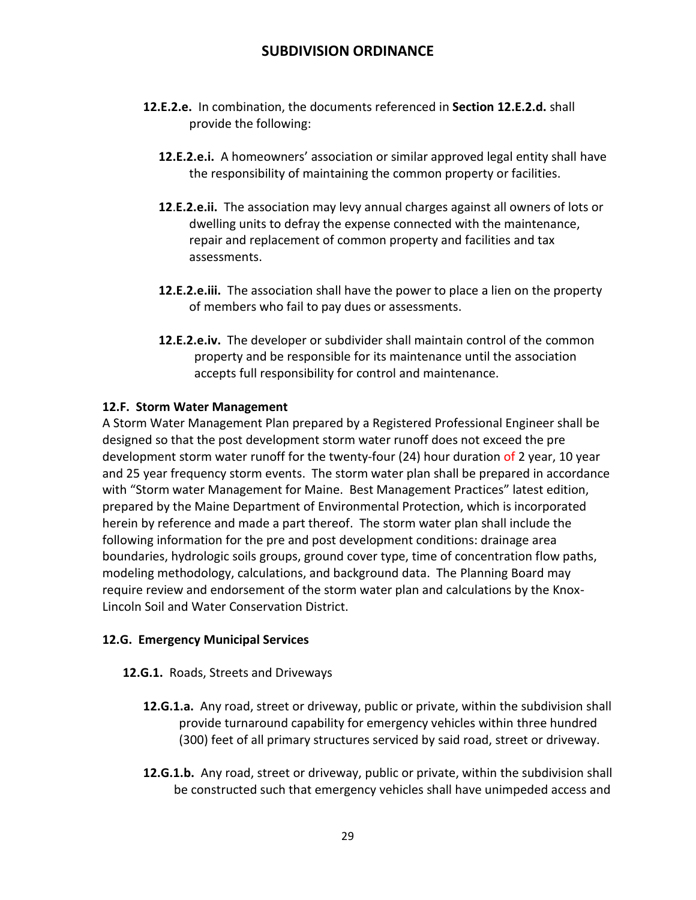**12.E.2.e.** In combination, the documents referenced in **Section 12.E.2.d.** shall provide the following:

**12.E.2.e.i.** A homeowners' association or similar approved legal entity shall have the responsibility of maintaining the common property or facilities.

**12.E.2.e.ii.** The association may levy annual charges against all owners of lots or dwelling units to defray the expense connected with the maintenance, repair and replacement of common property and facilities and tax assessments.

**12.E.2.e.iii.** The association shall have the power to place a lien on the property of members who fail to pay dues or assessments.

**12.E.2.e.iv.** The developer or subdivider shall maintain control of the common property and be responsible for its maintenance until the association accepts full responsibility for control and maintenance.

**12.F. Storm Water Management**

A Storm Water Management Plan prepared by a Registered Professional Engineer shall be designed so that the post development storm water runoff does not exceed the pre development storm water runoff for the twenty-four (24) hour duration of 2 year, 10 year and 25 year frequency storm events. The storm water plan shall be prepared in accordance with "Storm water Management for Maine. Best Management Practices" latest edition, prepared by the Maine Department of Environmental Protection, which is incorporated herein by reference and made a part thereof. The storm water plan shall include the following information for the pre and post development conditions: drainage area boundaries, hydrologic soils groups, ground cover type, time of concentration flow paths, modeling methodology, calculations, and background data. The Planning Board may require review and endorsement of the storm water plan and calculations by the Knox-Lincoln Soil and Water Conservation District.

**12.G. Emergency Municipal Services**

**12.G.1.** Roads, Streets and Driveways

**12.G.1.a.** Any road, street or driveway, public or private, within the subdivision shall provide turnaround capability for emergency vehicles within three hundred (300) feet of all primary structures serviced by said road, street or driveway.

**12.G.1.b.** Any road, street or driveway, public or private, within the subdivision shall be constructed such that emergency vehicles shall have unimpeded access and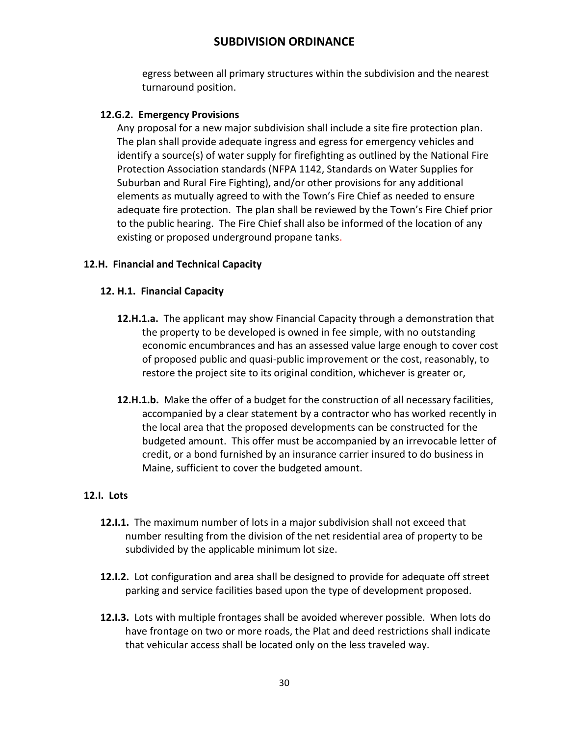egress between all primary structures within the subdivision and the nearest turnaround position.

**12.G.2. Emergency Provisions**

Any proposal for a new major subdivision shall include a site fire protection plan. The plan shall provide adequate ingress and egress for emergency vehicles and identify a source(s) of water supply for firefighting as outlined by the National Fire Protection Association standards (NFPA 1142, Standards on Water Supplies for Suburban and Rural Fire Fighting), and/or other provisions for any additional elements as mutually agreed to with the Town's Fire Chief as needed to ensure adequate fire protection. The plan shall be reviewed by the Town's Fire Chief prior to the public hearing. The Fire Chief shall also be informed of the location of any existing or proposed underground propane tanks.

**12.H. Financial and Technical Capacity**

**12. H.1. Financial Capacity**

**12.H.1.a.** The applicant may show Financial Capacity through a demonstration that the property to be developed is owned in fee simple, with no outstanding economic encumbrances and has an assessed value large enough to cover cost of proposed public and quasi-public improvement or the cost, reasonably, to restore the project site to its original condition, whichever is greater or,

**12.H.1.b.** Make the offer of a budget for the construction of all necessary facilities, accompanied by a clear statement by a contractor who has worked recently in the local area that the proposed developments can be constructed for the budgeted amount. This offer must be accompanied by an irrevocable letter of credit, or a bond furnished by an insurance carrier insured to do business in Maine, sufficient to cover the budgeted amount.

**12.I. Lots**

**12.I.1.** The maximum number of lots in a major subdivision shall not exceed that number resulting from the division of the net residential area of property to be subdivided by the applicable minimum lot size.

**12.I.2.** Lot configuration and area shall be designed to provide for adequate off street parking and service facilities based upon the type of development proposed.

**12.I.3.** Lots with multiple frontages shall be avoided wherever possible. When lots do have frontage on two or more roads, the Plat and deed restrictions shall indicate that vehicular access shall be located only on the less traveled way.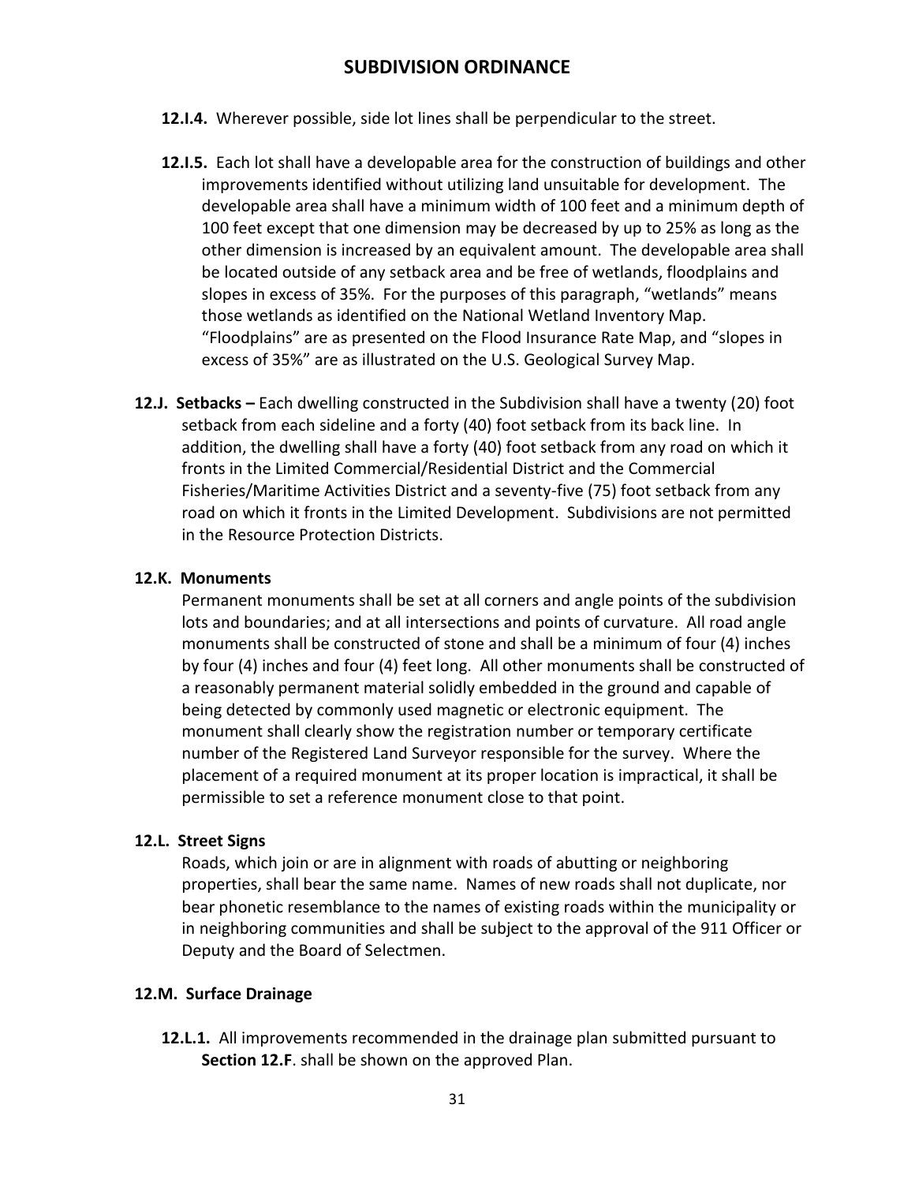**12.I.4.** Wherever possible, side lot lines shall be perpendicular to the street.

**12.I.5.** Each lot shall have a developable area for the construction of buildings and other improvements identified without utilizing land unsuitable for development. The developable area shall have a minimum width of 100 feet and a minimum depth of 100 feet except that one dimension may be decreased by up to 25% as long as the other dimension is increased by an equivalent amount. The developable area shall be located outside of any setback area and be free of wetlands, floodplains and slopes in excess of 35%. For the purposes of this paragraph, "wetlands" means those wetlands as identified on the National Wetland Inventory Map. "Floodplains" are as presented on the Flood Insurance Rate Map, and "slopes in excess of 35%" are as illustrated on the U.S. Geological Survey Map.

**12.J. Setbacks –** Each dwelling constructed in the Subdivision shall have a twenty (20) foot setback from each sideline and a forty (40) foot setback from its back line. In addition, the dwelling shall have a forty (40) foot setback from any road on which it fronts in the Limited Commercial/Residential District and the Commercial Fisheries/Maritime Activities District and a seventy-five (75) foot setback from any road on which it fronts in the Limited Development. Subdivisions are not permitted in the Resource Protection Districts.

**12.K. Monuments**

Permanent monuments shall be set at all corners and angle points of the subdivision lots and boundaries; and at all intersections and points of curvature. All road angle monuments shall be constructed of stone and shall be a minimum of four (4) inches by four (4) inches and four (4) feet long. All other monuments shall be constructed of a reasonably permanent material solidly embedded in the ground and capable of being detected by commonly used magnetic or electronic equipment. The monument shall clearly show the registration number or temporary certificate number of the Registered Land Surveyor responsible for the survey. Where the placement of a required monument at its proper location is impractical, it shall be permissible to set a reference monument close to that point.

**12.L. Street Signs**

Roads, which join or are in alignment with roads of abutting or neighboring properties, shall bear the same name. Names of new roads shall not duplicate, nor bear phonetic resemblance to the names of existing roads within the municipality or in neighboring communities and shall be subject to the approval of the 911 Officer or Deputy and the Board of Selectmen.

**12.M. Surface Drainage**

**12.L.1.** All improvements recommended in the drainage plan submitted pursuant to **Section 12.F**. shall be shown on the approved Plan.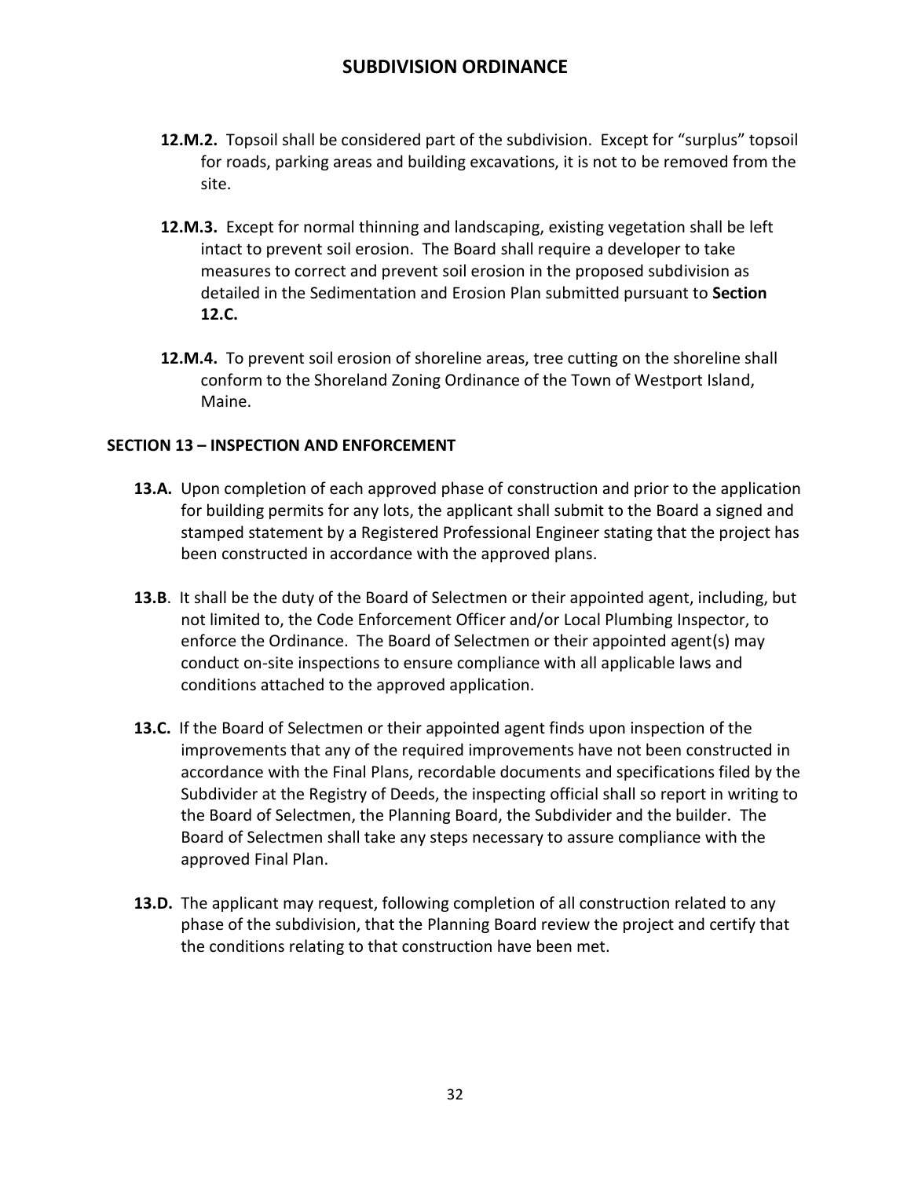**12.M.2.** Topsoil shall be considered part of the subdivision. Except for "surplus" topsoil for roads, parking areas and building excavations, it is not to be removed from the site.

**12.M.3.** Except for normal thinning and landscaping, existing vegetation shall be left intact to prevent soil erosion. The Board shall require a developer to take measures to correct and prevent soil erosion in the proposed subdivision as detailed in the Sedimentation and Erosion Plan submitted pursuant to **Section 12.C.**

**12.M.4.** To prevent soil erosion of shoreline areas, tree cutting on the shoreline shall conform to the Shoreland Zoning Ordinance of the Town of Westport Island, Maine.

## SECTION 13 – INSPECTION AND ENFORCEMENT

**13.A.** Upon completion of each approved phase of construction and prior to the application for building permits for any lots, the applicant shall submit to the Board a signed and stamped statement by a Registered Professional Engineer stating that the project has been constructed in accordance with the approved plans.

**13.B**. It shall be the duty of the Board of Selectmen or their appointed agent, including, but not limited to, the Code Enforcement Officer and/or Local Plumbing Inspector, to enforce the Ordinance. The Board of Selectmen or their appointed agent(s) may conduct on-site inspections to ensure compliance with all applicable laws and conditions attached to the approved application.

**13.C.** If the Board of Selectmen or their appointed agent finds upon inspection of the improvements that any of the required improvements have not been constructed in accordance with the Final Plans, recordable documents and specifications filed by the Subdivider at the Registry of Deeds, the inspecting official shall so report in writing to the Board of Selectmen, the Planning Board, the Subdivider and the builder. The Board of Selectmen shall take any steps necessary to assure compliance with the approved Final Plan.

**13.D.** The applicant may request, following completion of all construction related to any phase of the subdivision, that the Planning Board review the project and certify that the conditions relating to that construction have been met.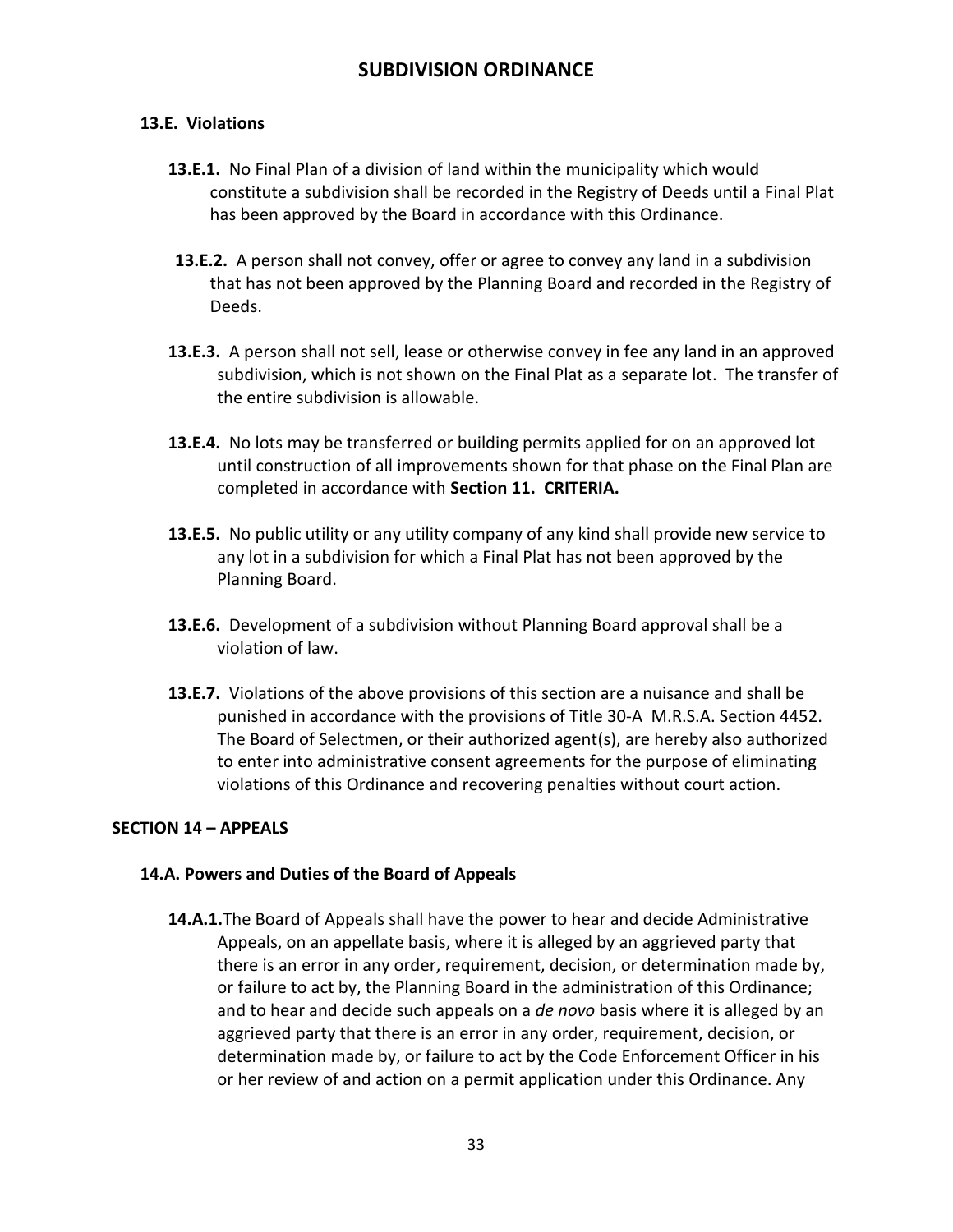### 13.E. Violations

**13.E.1.** No Final Plan of a division of land within the municipality which would constitute a subdivision shall be recorded in the Registry of Deeds until a Final Plat has been approved by the Board in accordance with this Ordinance.

**13.E.2.** A person shall not convey, offer or agree to convey any land in a subdivision that has not been approved by the Planning Board and recorded in the Registry of Deeds.

**13.E.3.** A person shall not sell, lease or otherwise convey in fee any land in an approved subdivision, which is not shown on the Final Plat as a separate lot. The transfer of the entire subdivision is allowable.

**13.E.4.** No lots may be transferred or building permits applied for on an approved lot until construction of all improvements shown for that phase on the Final Plan are completed in accordance with **Section 11. CRITERIA.**

**13.E.5.** No public utility or any utility company of any kind shall provide new service to any lot in a subdivision for which a Final Plat has not been approved by the Planning Board.

**13.E.6.** Development of a subdivision without Planning Board approval shall be a violation of law.

**13.E.7.** Violations of the above provisions of this section are a nuisance and shall be punished in accordance with the provisions of Title 30-A M.R.S.A. Section 4452. The Board of Selectmen, or their authorized agent(s), are hereby also authorized to enter into administrative consent agreements for the purpose of eliminating violations of this Ordinance and recovering penalties without court action.

## SECTION 14 – APPEALS

### 14.A. Powers and Duties of the Board of Appeals

**14.A.1.** The Board of Appeals shall have the power to hear and decide Administrative Appeals, on an appellate basis, where it is alleged by an aggrieved party that there is an error in any order, requirement, decision, or determination made by, or failure to act by, the Planning Board in the administration of this Ordinance; and to hear and decide such appeals on a *de novo* basis where it is alleged by an aggrieved party that there is an error in any order, requirement, decision, or determination made by, or failure to act by the Code Enforcement Officer in his or her review of and action on a permit application under this Ordinance. Any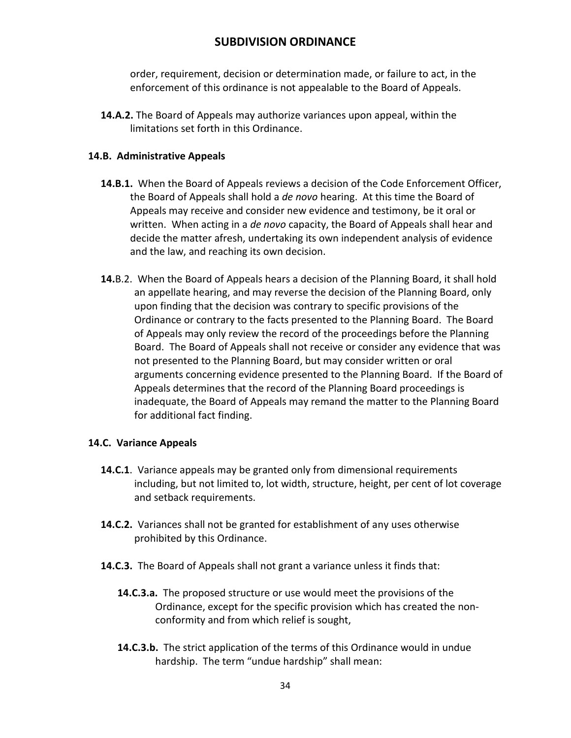order, requirement, decision or determination made, or failure to act, in the enforcement of this ordinance is not appealable to the Board of Appeals.

**14.A.2.** The Board of Appeals may authorize variances upon appeal, within the limitations set forth in this Ordinance.

### 14.B. Administrative Appeals

**14.B.1.** When the Board of Appeals reviews a decision of the Code Enforcement Officer, the Board of Appeals shall hold a *de novo* hearing. At this time the Board of Appeals may receive and consider new evidence and testimony, be it oral or written. When acting in a *de novo* capacity, the Board of Appeals shall hear and decide the matter afresh, undertaking its own independent analysis of evidence and the law, and reaching its own decision.

**14.**B.2. When the Board of Appeals hears a decision of the Planning Board, it shall hold an appellate hearing, and may reverse the decision of the Planning Board, only upon finding that the decision was contrary to specific provisions of the Ordinance or contrary to the facts presented to the Planning Board. The Board of Appeals may only review the record of the proceedings before the Planning Board. The Board of Appeals shall not receive or consider any evidence that was not presented to the Planning Board, but may consider written or oral arguments concerning evidence presented to the Planning Board. If the Board of Appeals determines that the record of the Planning Board proceedings is inadequate, the Board of Appeals may remand the matter to the Planning Board for additional fact finding.

### 14.C. Variance Appeals

**14.C.1**. Variance appeals may be granted only from dimensional requirements including, but not limited to, lot width, structure, height, per cent of lot coverage and setback requirements.

**14.C.2.** Variances shall not be granted for establishment of any uses otherwise prohibited by this Ordinance.

**14.C.3.** The Board of Appeals shall not grant a variance unless it finds that:

**14.C.3.a.** The proposed structure or use would meet the provisions of the Ordinance, except for the specific provision which has created the non-conformity and from which relief is sought,

**14.C.3.b.** The strict application of the terms of this Ordinance would in undue hardship. The term "undue hardship" shall mean: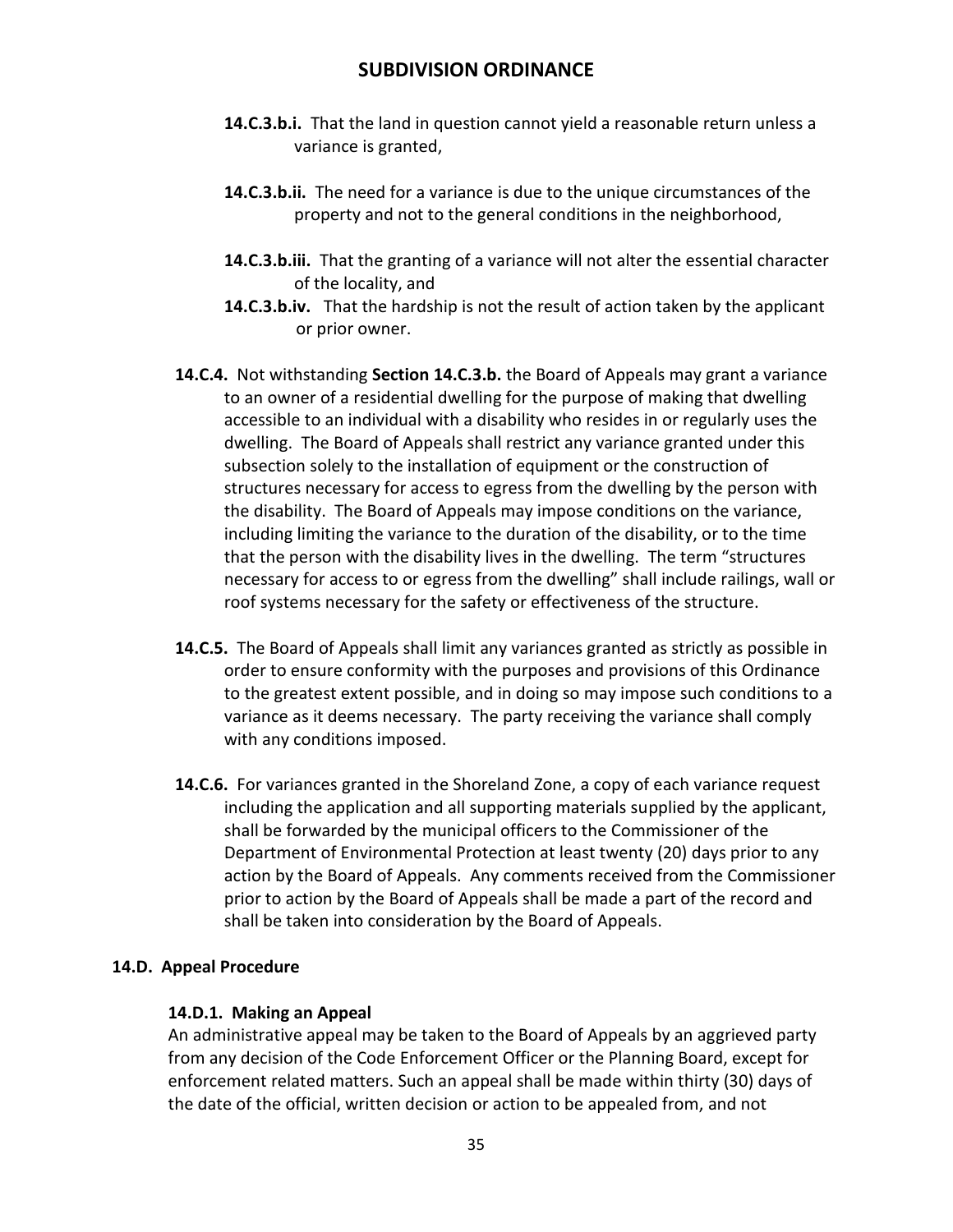**14.C.3.b.i.** That the land in question cannot yield a reasonable return unless a variance is granted,

**14.C.3.b.ii.** The need for a variance is due to the unique circumstances of the property and not to the general conditions in the neighborhood,

**14.C.3.b.iii.** That the granting of a variance will not alter the essential character of the locality, and

**14.C.3.b.iv.** That the hardship is not the result of action taken by the applicant or prior owner.

**14.C.4.** Not withstanding **Section 14.C.3.b.** the Board of Appeals may grant a variance to an owner of a residential dwelling for the purpose of making that dwelling accessible to an individual with a disability who resides in or regularly uses the dwelling. The Board of Appeals shall restrict any variance granted under this subsection solely to the installation of equipment or the construction of structures necessary for access to egress from the dwelling by the person with the disability. The Board of Appeals may impose conditions on the variance, including limiting the variance to the duration of the disability, or to the time that the person with the disability lives in the dwelling. The term "structures necessary for access to or egress from the dwelling" shall include railings, wall or roof systems necessary for the safety or effectiveness of the structure.

**14.C.5.** The Board of Appeals shall limit any variances granted as strictly as possible in order to ensure conformity with the purposes and provisions of this Ordinance to the greatest extent possible, and in doing so may impose such conditions to a variance as it deems necessary. The party receiving the variance shall comply with any conditions imposed.

**14.C.6.** For variances granted in the Shoreland Zone, a copy of each variance request including the application and all supporting materials supplied by the applicant, shall be forwarded by the municipal officers to the Commissioner of the Department of Environmental Protection at least twenty (20) days prior to any action by the Board of Appeals. Any comments received from the Commissioner prior to action by the Board of Appeals shall be made a part of the record and shall be taken into consideration by the Board of Appeals.

### 14.D. Appeal Procedure

#### 14.D.1. Making an Appeal

An administrative appeal may be taken to the Board of Appeals by an aggrieved party from any decision of the Code Enforcement Officer or the Planning Board, except for enforcement related matters. Such an appeal shall be made within thirty (30) days of the date of the official, written decision or action to be appealed from, and not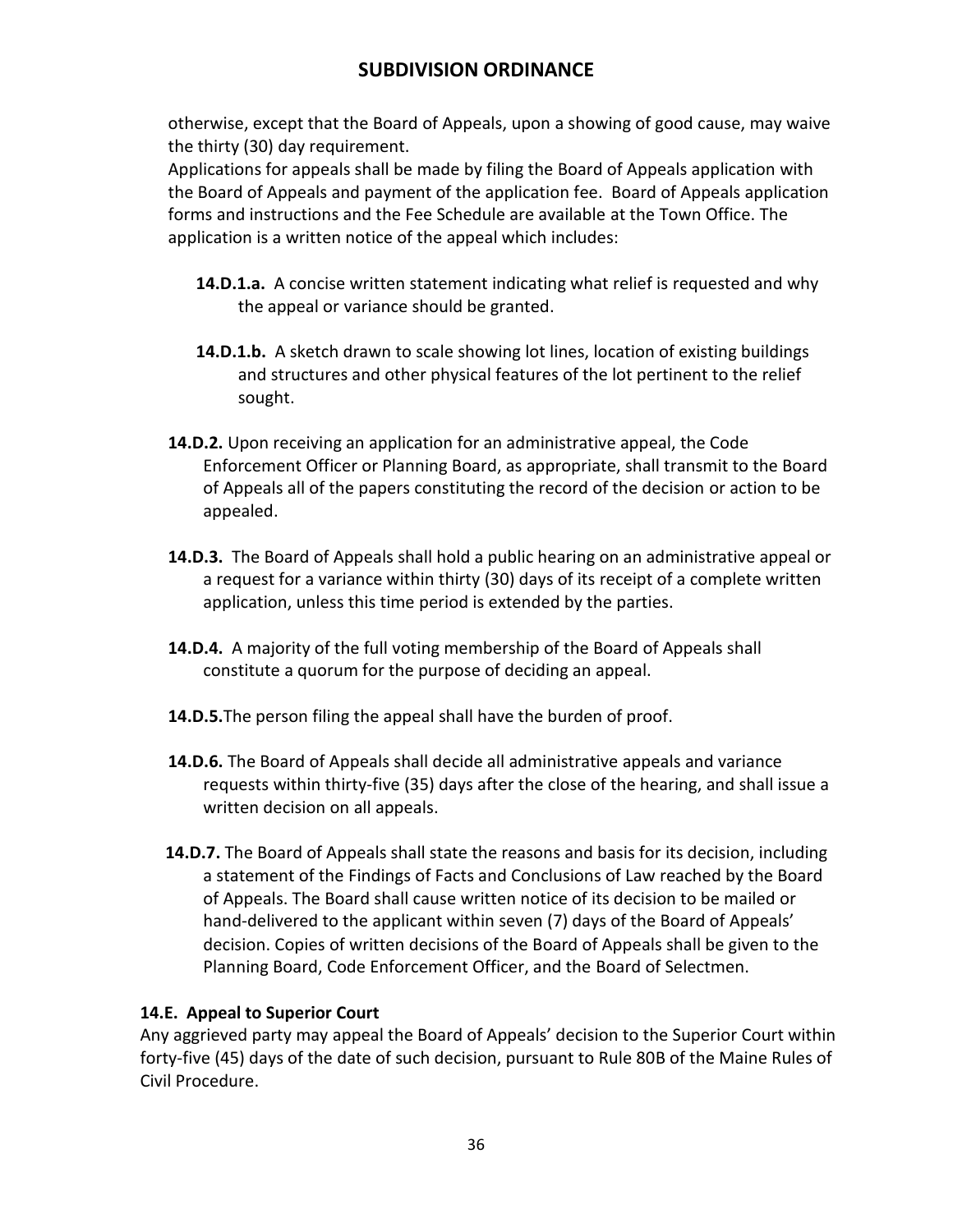otherwise, except that the Board of Appeals, upon a showing of good cause, may waive the thirty (30) day requirement.
Applications for appeals shall be made by filing the Board of Appeals application with the Board of Appeals and payment of the application fee. Board of Appeals application forms and instructions and the Fee Schedule are available at the Town Office. The application is a written notice of the appeal which includes:

**14.D.1.a.** A concise written statement indicating what relief is requested and why the appeal or variance should be granted.

**14.D.1.b.** A sketch drawn to scale showing lot lines, location of existing buildings and structures and other physical features of the lot pertinent to the relief sought.

**14.D.2.** Upon receiving an application for an administrative appeal, the Code Enforcement Officer or Planning Board, as appropriate, shall transmit to the Board of Appeals all of the papers constituting the record of the decision or action to be appealed.

**14.D.3.** The Board of Appeals shall hold a public hearing on an administrative appeal or a request for a variance within thirty (30) days of its receipt of a complete written application, unless this time period is extended by the parties.

**14.D.4.** A majority of the full voting membership of the Board of Appeals shall constitute a quorum for the purpose of deciding an appeal.

**14.D.5.** The person filing the appeal shall have the burden of proof.

**14.D.6.** The Board of Appeals shall decide all administrative appeals and variance requests within thirty-five (35) days after the close of the hearing, and shall issue a written decision on all appeals.

**14.D.7.** The Board of Appeals shall state the reasons and basis for its decision, including a statement of the Findings of Facts and Conclusions of Law reached by the Board of Appeals. The Board shall cause written notice of its decision to be mailed or hand-delivered to the applicant within seven (7) days of the Board of Appeals' decision. Copies of written decisions of the Board of Appeals shall be given to the Planning Board, Code Enforcement Officer, and the Board of Selectmen.

### 14.E. Appeal to Superior Court

Any aggrieved party may appeal the Board of Appeals' decision to the Superior Court within forty-five (45) days of the date of such decision, pursuant to Rule 80B of the Maine Rules of Civil Procedure.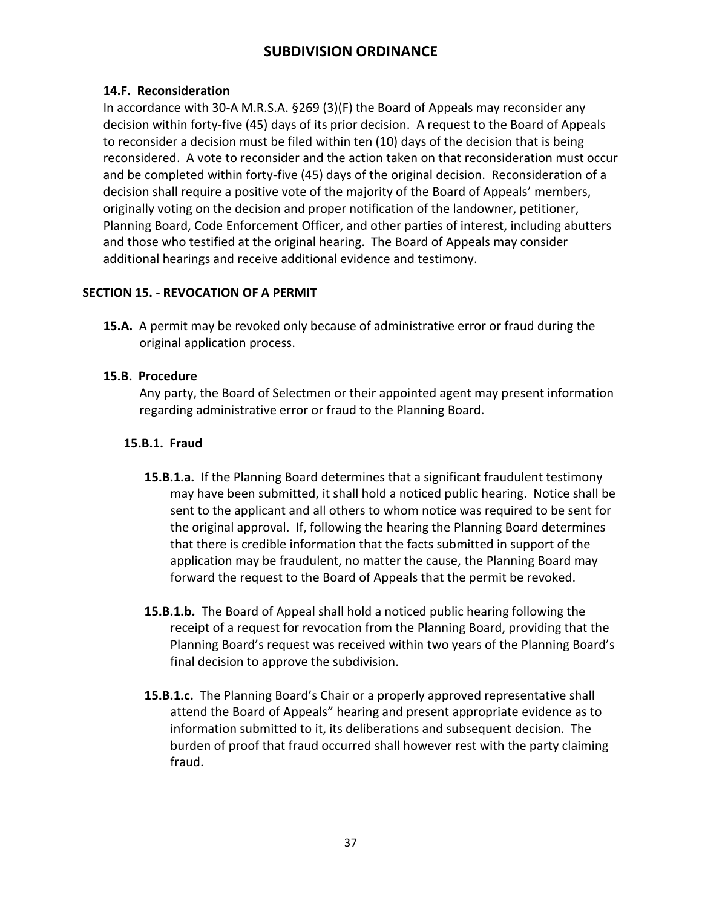### 14.F. Reconsideration

In accordance with 30-A M.R.S.A. §269 (3)(F) the Board of Appeals may reconsider any decision within forty-five (45) days of its prior decision. A request to the Board of Appeals to reconsider a decision must be filed within ten (10) days of the decision that is being reconsidered. A vote to reconsider and the action taken on that reconsideration must occur and be completed within forty-five (45) days of the original decision. Reconsideration of a decision shall require a positive vote of the majority of the Board of Appeals' members, originally voting on the decision and proper notification of the landowner, petitioner, Planning Board, Code Enforcement Officer, and other parties of interest, including abutters and those who testified at the original hearing. The Board of Appeals may consider additional hearings and receive additional evidence and testimony.

## SECTION 15. - REVOCATION OF A PERMIT

**15.A.** A permit may be revoked only because of administrative error or fraud during the original application process.

### 15.B. Procedure

Any party, the Board of Selectmen or their appointed agent may present information regarding administrative error or fraud to the Planning Board.

#### 15.B.1. Fraud

**15.B.1.a.** If the Planning Board determines that a significant fraudulent testimony may have been submitted, it shall hold a noticed public hearing. Notice shall be sent to the applicant and all others to whom notice was required to be sent for the original approval. If, following the hearing the Planning Board determines that there is credible information that the facts submitted in support of the application may be fraudulent, no matter the cause, the Planning Board may forward the request to the Board of Appeals that the permit be revoked.

**15.B.1.b.** The Board of Appeal shall hold a noticed public hearing following the receipt of a request for revocation from the Planning Board, providing that the Planning Board's request was received within two years of the Planning Board's final decision to approve the subdivision.

**15.B.1.c.** The Planning Board's Chair or a properly approved representative shall attend the Board of Appeals" hearing and present appropriate evidence as to information submitted to it, its deliberations and subsequent decision. The burden of proof that fraud occurred shall however rest with the party claiming fraud.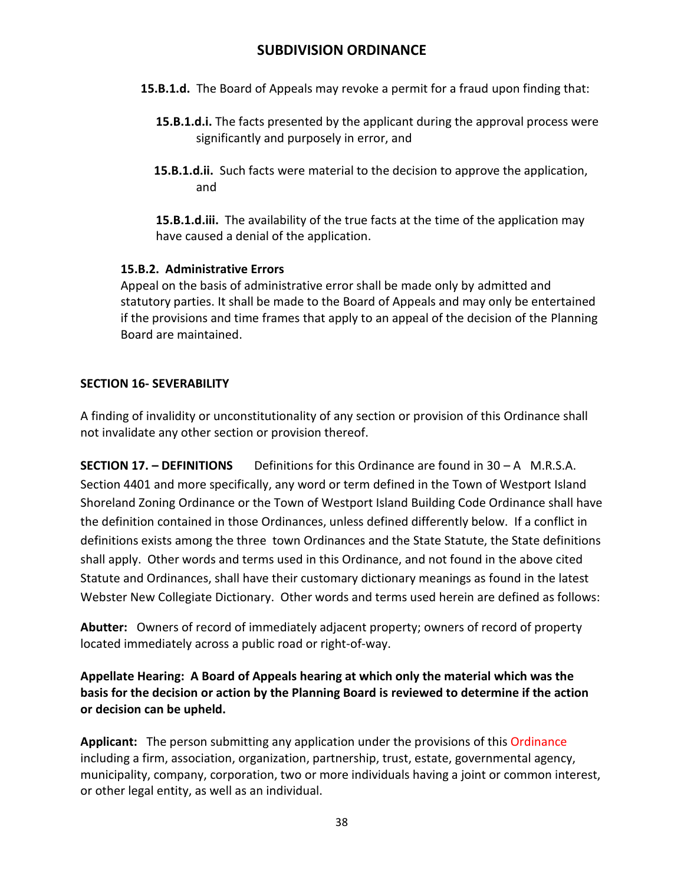**15.B.1.d.** The Board of Appeals may revoke a permit for a fraud upon finding that:

**15.B.1.d.i.** The facts presented by the applicant during the approval process were significantly and purposely in error, and

**15.B.1.d.ii.** Such facts were material to the decision to approve the application, and

**15.B.1.d.iii.** The availability of the true facts at the time of the application may have caused a denial of the application.

**15.B.2. Administrative Errors**

Appeal on the basis of administrative error shall be made only by admitted and statutory parties. It shall be made to the Board of Appeals and may only be entertained if the provisions and time frames that apply to an appeal of the decision of the Planning Board are maintained.

## SECTION 16- SEVERABILITY

A finding of invalidity or unconstitutionality of any section or provision of this Ordinance shall not invalidate any other section or provision thereof.

**SECTION 17. – DEFINITIONS** Definitions for this Ordinance are found in 30 – A M.R.S.A. Section 4401 and more specifically, any word or term defined in the Town of Westport Island Shoreland Zoning Ordinance or the Town of Westport Island Building Code Ordinance shall have the definition contained in those Ordinances, unless defined differently below. If a conflict in definitions exists among the three town Ordinances and the State Statute, the State definitions shall apply. Other words and terms used in this Ordinance, and not found in the above cited Statute and Ordinances, shall have their customary dictionary meanings as found in the latest Webster New Collegiate Dictionary. Other words and terms used herein are defined as follows:

**Abutter:** Owners of record of immediately adjacent property; owners of record of property located immediately across a public road or right-of-way.

**Appellate Hearing: A Board of Appeals hearing at which only the material which was the basis for the decision or action by the Planning Board is reviewed to determine if the action or decision can be upheld.**

**Applicant:** The person submitting any application under the provisions of this Ordinance including a firm, association, organization, partnership, trust, estate, governmental agency, municipality, company, corporation, two or more individuals having a joint or common interest, or other legal entity, as well as an individual.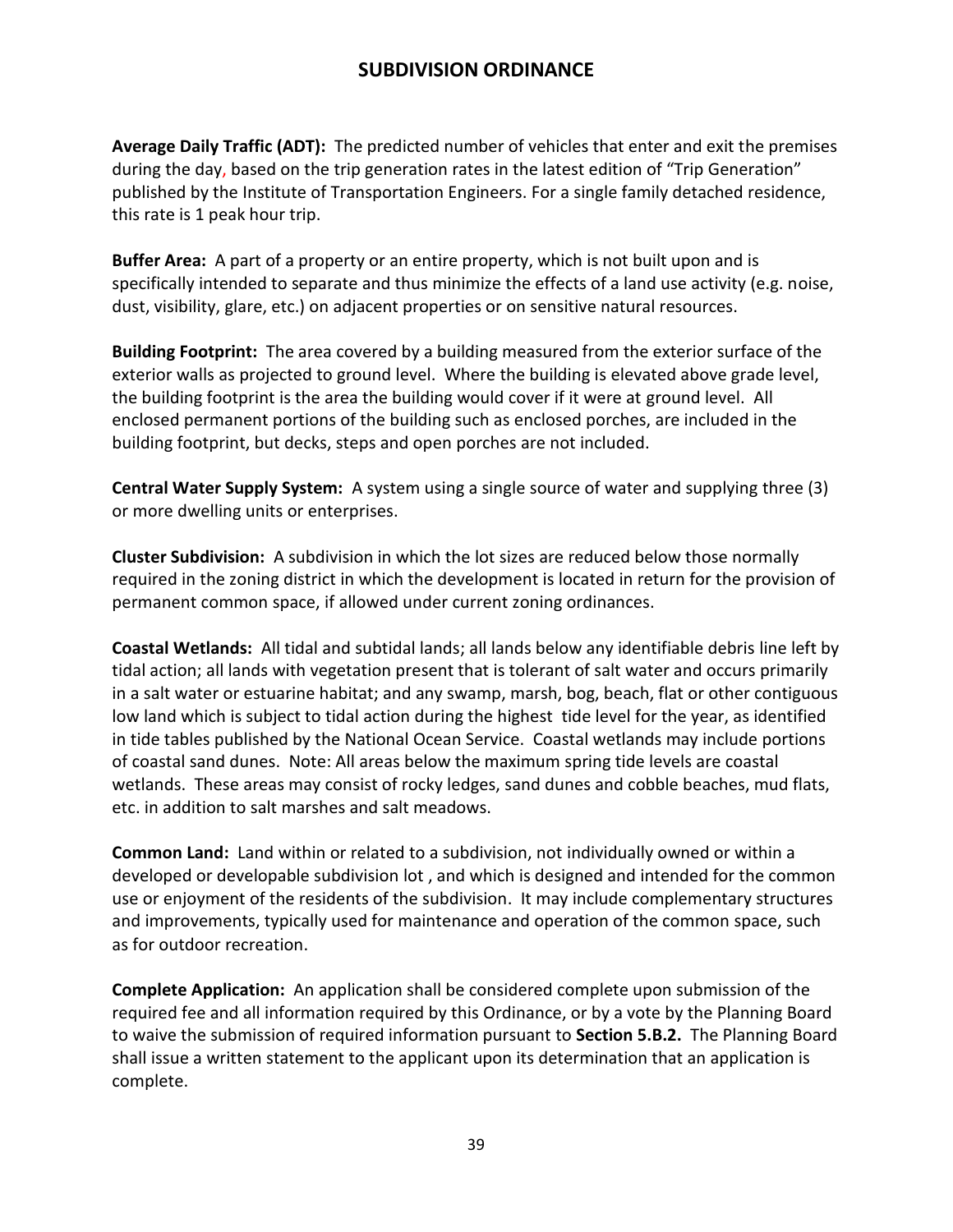**Average Daily Traffic (ADT):** The predicted number of vehicles that enter and exit the premises during the day, based on the trip generation rates in the latest edition of "Trip Generation" published by the Institute of Transportation Engineers. For a single family detached residence, this rate is 1 peak hour trip.

**Buffer Area:** A part of a property or an entire property, which is not built upon and is specifically intended to separate and thus minimize the effects of a land use activity (e.g. noise, dust, visibility, glare, etc.) on adjacent properties or on sensitive natural resources.

**Building Footprint:** The area covered by a building measured from the exterior surface of the exterior walls as projected to ground level. Where the building is elevated above grade level, the building footprint is the area the building would cover if it were at ground level. All enclosed permanent portions of the building such as enclosed porches, are included in the building footprint, but decks, steps and open porches are not included.

**Central Water Supply System:** A system using a single source of water and supplying three (3) or more dwelling units or enterprises.

**Cluster Subdivision:** A subdivision in which the lot sizes are reduced below those normally required in the zoning district in which the development is located in return for the provision of permanent common space, if allowed under current zoning ordinances.

**Coastal Wetlands:** All tidal and subtidal lands; all lands below any identifiable debris line left by tidal action; all lands with vegetation present that is tolerant of salt water and occurs primarily in a salt water or estuarine habitat; and any swamp, marsh, bog, beach, flat or other contiguous low land which is subject to tidal action during the highest tide level for the year, as identified in tide tables published by the National Ocean Service. Coastal wetlands may include portions of coastal sand dunes. Note: All areas below the maximum spring tide levels are coastal wetlands. These areas may consist of rocky ledges, sand dunes and cobble beaches, mud flats, etc. in addition to salt marshes and salt meadows.

**Common Land:** Land within or related to a subdivision, not individually owned or within a developed or developable subdivision lot , and which is designed and intended for the common use or enjoyment of the residents of the subdivision. It may include complementary structures and improvements, typically used for maintenance and operation of the common space, such as for outdoor recreation.

**Complete Application:** An application shall be considered complete upon submission of the required fee and all information required by this Ordinance, or by a vote by the Planning Board to waive the submission of required information pursuant to **Section 5.B.2.** The Planning Board shall issue a written statement to the applicant upon its determination that an application is complete.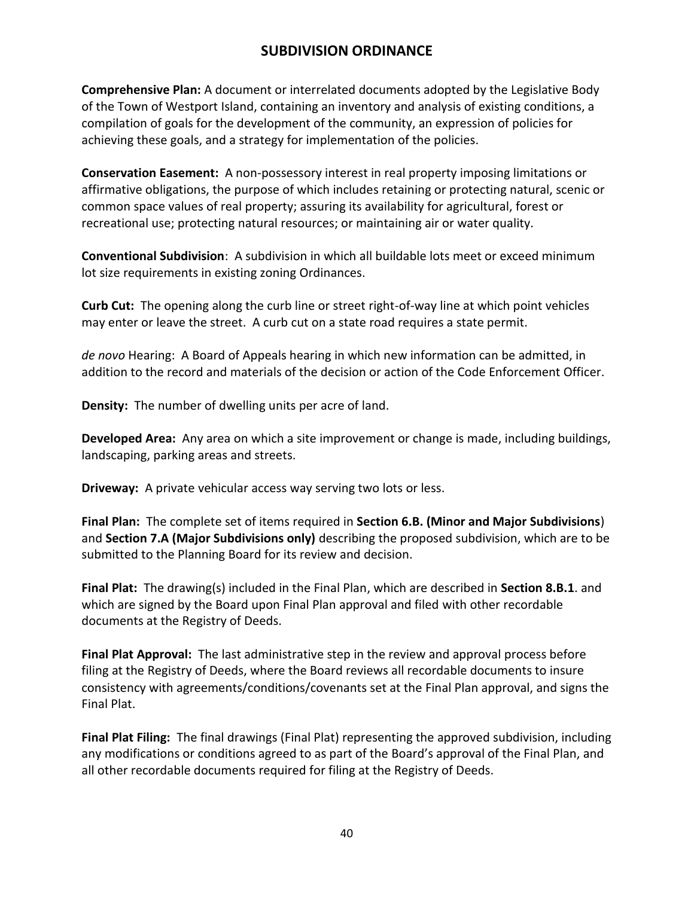**Comprehensive Plan:** A document or interrelated documents adopted by the Legislative Body of the Town of Westport Island, containing an inventory and analysis of existing conditions, a compilation of goals for the development of the community, an expression of policies for achieving these goals, and a strategy for implementation of the policies.

**Conservation Easement:** A non-possessory interest in real property imposing limitations or affirmative obligations, the purpose of which includes retaining or protecting natural, scenic or common space values of real property; assuring its availability for agricultural, forest or recreational use; protecting natural resources; or maintaining air or water quality.

**Conventional Subdivision**: A subdivision in which all buildable lots meet or exceed minimum lot size requirements in existing zoning Ordinances.

**Curb Cut:** The opening along the curb line or street right-of-way line at which point vehicles may enter or leave the street. A curb cut on a state road requires a state permit.

*de novo* Hearing: A Board of Appeals hearing in which new information can be admitted, in addition to the record and materials of the decision or action of the Code Enforcement Officer.

**Density:** The number of dwelling units per acre of land.

**Developed Area:** Any area on which a site improvement or change is made, including buildings, landscaping, parking areas and streets.

**Driveway:** A private vehicular access way serving two lots or less.

**Final Plan:** The complete set of items required in **Section 6.B. (Minor and Major Subdivisions**) and **Section 7.A (Major Subdivisions only)** describing the proposed subdivision, which are to be submitted to the Planning Board for its review and decision.

**Final Plat:** The drawing(s) included in the Final Plan, which are described in **Section 8.B.1**. and which are signed by the Board upon Final Plan approval and filed with other recordable documents at the Registry of Deeds.

**Final Plat Approval:** The last administrative step in the review and approval process before filing at the Registry of Deeds, where the Board reviews all recordable documents to insure consistency with agreements/conditions/covenants set at the Final Plan approval, and signs the Final Plat.

**Final Plat Filing:** The final drawings (Final Plat) representing the approved subdivision, including any modifications or conditions agreed to as part of the Board's approval of the Final Plan, and all other recordable documents required for filing at the Registry of Deeds.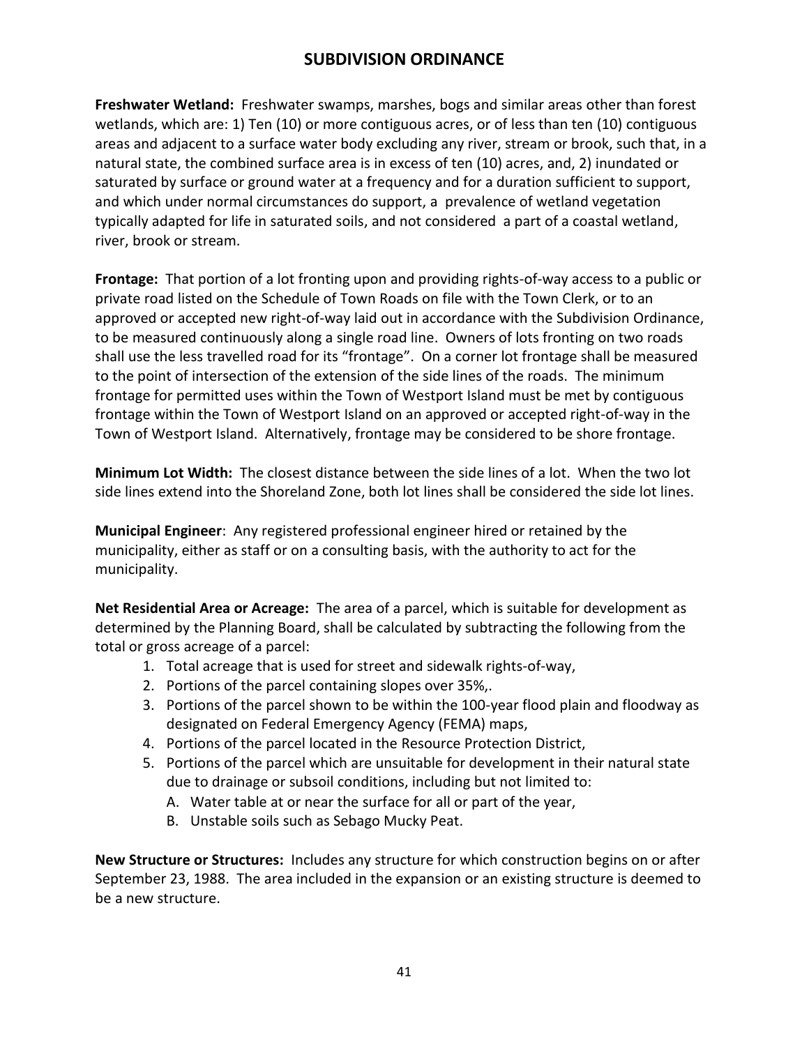# SUBDIVISION ORDINANCE

**Freshwater Wetland:** Freshwater swamps, marshes, bogs and similar areas other than forest wetlands, which are: 1) Ten (10) or more contiguous acres, or of less than ten (10) contiguous areas and adjacent to a surface water body excluding any river, stream or brook, such that, in a natural state, the combined surface area is in excess of ten (10) acres, and, 2) inundated or saturated by surface or ground water at a frequency and for a duration sufficient to support, and which under normal circumstances do support, a prevalence of wetland vegetation typically adapted for life in saturated soils, and not considered a part of a coastal wetland, river, brook or stream.

**Frontage:** That portion of a lot fronting upon and providing rights-of-way access to a public or private road listed on the Schedule of Town Roads on file with the Town Clerk, or to an approved or accepted new right-of-way laid out in accordance with the Subdivision Ordinance, to be measured continuously along a single road line. Owners of lots fronting on two roads shall use the less travelled road for its "frontage". On a corner lot frontage shall be measured to the point of intersection of the extension of the side lines of the roads. The minimum frontage for permitted uses within the Town of Westport Island must be met by contiguous frontage within the Town of Westport Island on an approved or accepted right-of-way in the Town of Westport Island. Alternatively, frontage may be considered to be shore frontage.

**Minimum Lot Width:** The closest distance between the side lines of a lot. When the two lot side lines extend into the Shoreland Zone, both lot lines shall be considered the side lot lines.

**Municipal Engineer**: Any registered professional engineer hired or retained by the municipality, either as staff or on a consulting basis, with the authority to act for the municipality.

**Net Residential Area or Acreage:** The area of a parcel, which is suitable for development as determined by the Planning Board, shall be calculated by subtracting the following from the total or gross acreage of a parcel:

1. Total acreage that is used for street and sidewalk rights-of-way,
2. Portions of the parcel containing slopes over 35%,.
3. Portions of the parcel shown to be within the 100-year flood plain and floodway as designated on Federal Emergency Agency (FEMA) maps,
4. Portions of the parcel located in the Resource Protection District,
5. Portions of the parcel which are unsuitable for development in their natural state due to drainage or subsoil conditions, including but not limited to:
   A. Water table at or near the surface for all or part of the year,
   B. Unstable soils such as Sebago Mucky Peat.

**New Structure or Structures:** Includes any structure for which construction begins on or after September 23, 1988. The area included in the expansion or an existing structure is deemed to be a new structure.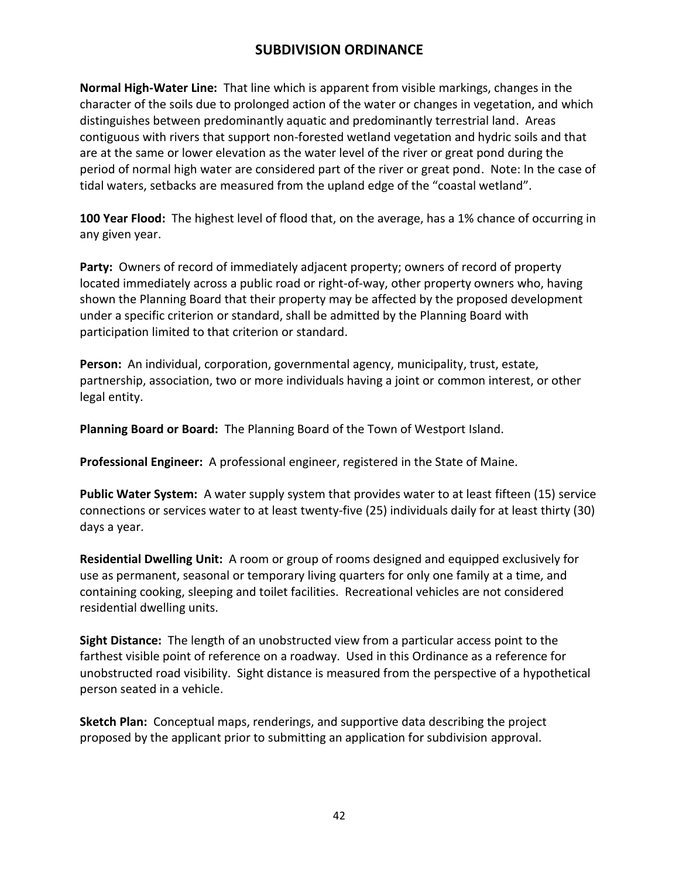**Normal High-Water Line:** That line which is apparent from visible markings, changes in the character of the soils due to prolonged action of the water or changes in vegetation, and which distinguishes between predominantly aquatic and predominantly terrestrial land. Areas contiguous with rivers that support non-forested wetland vegetation and hydric soils and that are at the same or lower elevation as the water level of the river or great pond during the period of normal high water are considered part of the river or great pond. Note: In the case of tidal waters, setbacks are measured from the upland edge of the "coastal wetland".

**100 Year Flood:** The highest level of flood that, on the average, has a 1% chance of occurring in any given year.

**Party:** Owners of record of immediately adjacent property; owners of record of property located immediately across a public road or right-of-way, other property owners who, having shown the Planning Board that their property may be affected by the proposed development under a specific criterion or standard, shall be admitted by the Planning Board with participation limited to that criterion or standard.

**Person:** An individual, corporation, governmental agency, municipality, trust, estate, partnership, association, two or more individuals having a joint or common interest, or other legal entity.

**Planning Board or Board:** The Planning Board of the Town of Westport Island.

**Professional Engineer:** A professional engineer, registered in the State of Maine.

**Public Water System:** A water supply system that provides water to at least fifteen (15) service connections or services water to at least twenty-five (25) individuals daily for at least thirty (30) days a year.

**Residential Dwelling Unit:** A room or group of rooms designed and equipped exclusively for use as permanent, seasonal or temporary living quarters for only one family at a time, and containing cooking, sleeping and toilet facilities. Recreational vehicles are not considered residential dwelling units.

**Sight Distance:** The length of an unobstructed view from a particular access point to the farthest visible point of reference on a roadway. Used in this Ordinance as a reference for unobstructed road visibility. Sight distance is measured from the perspective of a hypothetical person seated in a vehicle.

**Sketch Plan:** Conceptual maps, renderings, and supportive data describing the project proposed by the applicant prior to submitting an application for subdivision approval.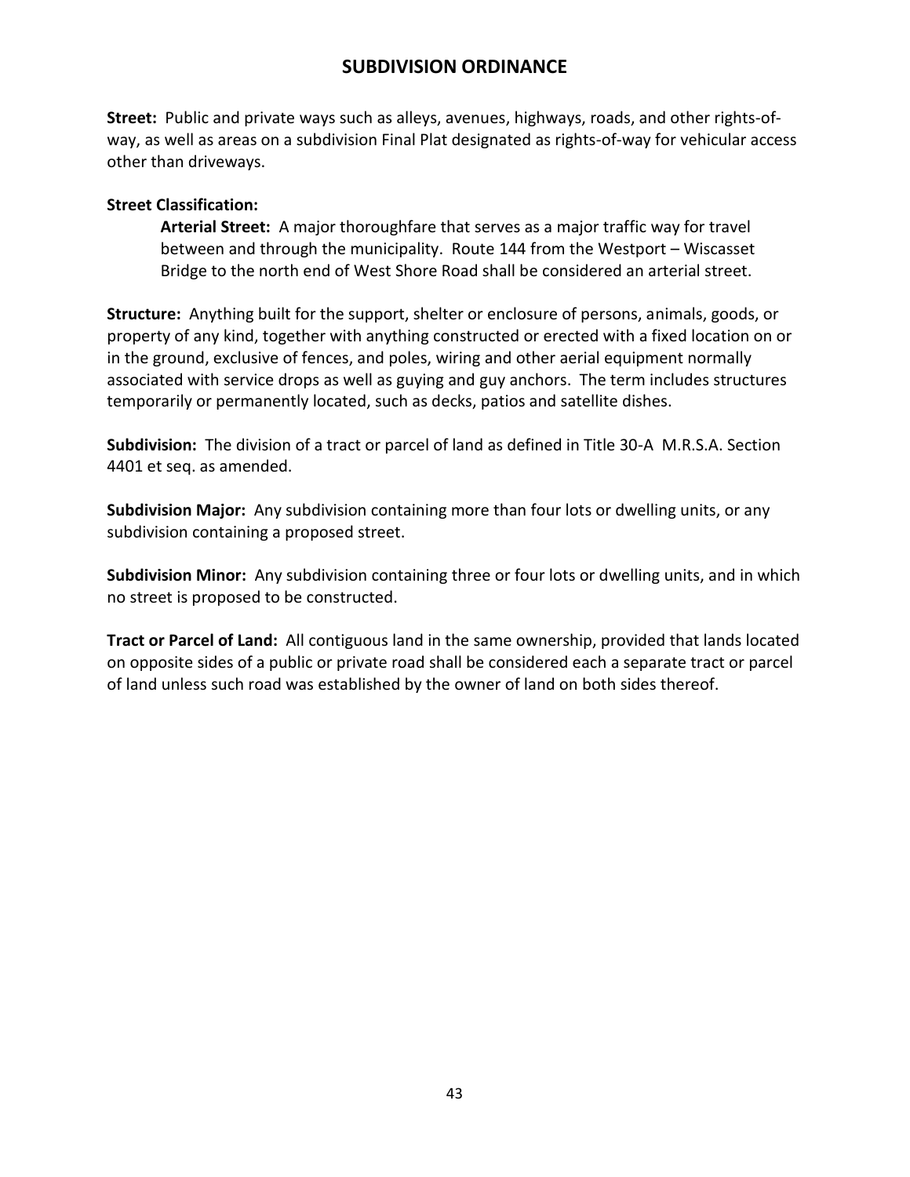**Street:** Public and private ways such as alleys, avenues, highways, roads, and other rights-of-way, as well as areas on a subdivision Final Plat designated as rights-of-way for vehicular access other than driveways.

**Street Classification:**

> **Arterial Street:** A major thoroughfare that serves as a major traffic way for travel between and through the municipality. Route 144 from the Westport – Wiscasset Bridge to the north end of West Shore Road shall be considered an arterial street.

**Structure:** Anything built for the support, shelter or enclosure of persons, animals, goods, or property of any kind, together with anything constructed or erected with a fixed location on or in the ground, exclusive of fences, and poles, wiring and other aerial equipment normally associated with service drops as well as guying and guy anchors. The term includes structures temporarily or permanently located, such as decks, patios and satellite dishes.

**Subdivision:** The division of a tract or parcel of land as defined in Title 30-A M.R.S.A. Section 4401 et seq. as amended.

**Subdivision Major:** Any subdivision containing more than four lots or dwelling units, or any subdivision containing a proposed street.

**Subdivision Minor:** Any subdivision containing three or four lots or dwelling units, and in which no street is proposed to be constructed.

**Tract or Parcel of Land:** All contiguous land in the same ownership, provided that lands located on opposite sides of a public or private road shall be considered each a separate tract or parcel of land unless such road was established by the owner of land on both sides thereof.